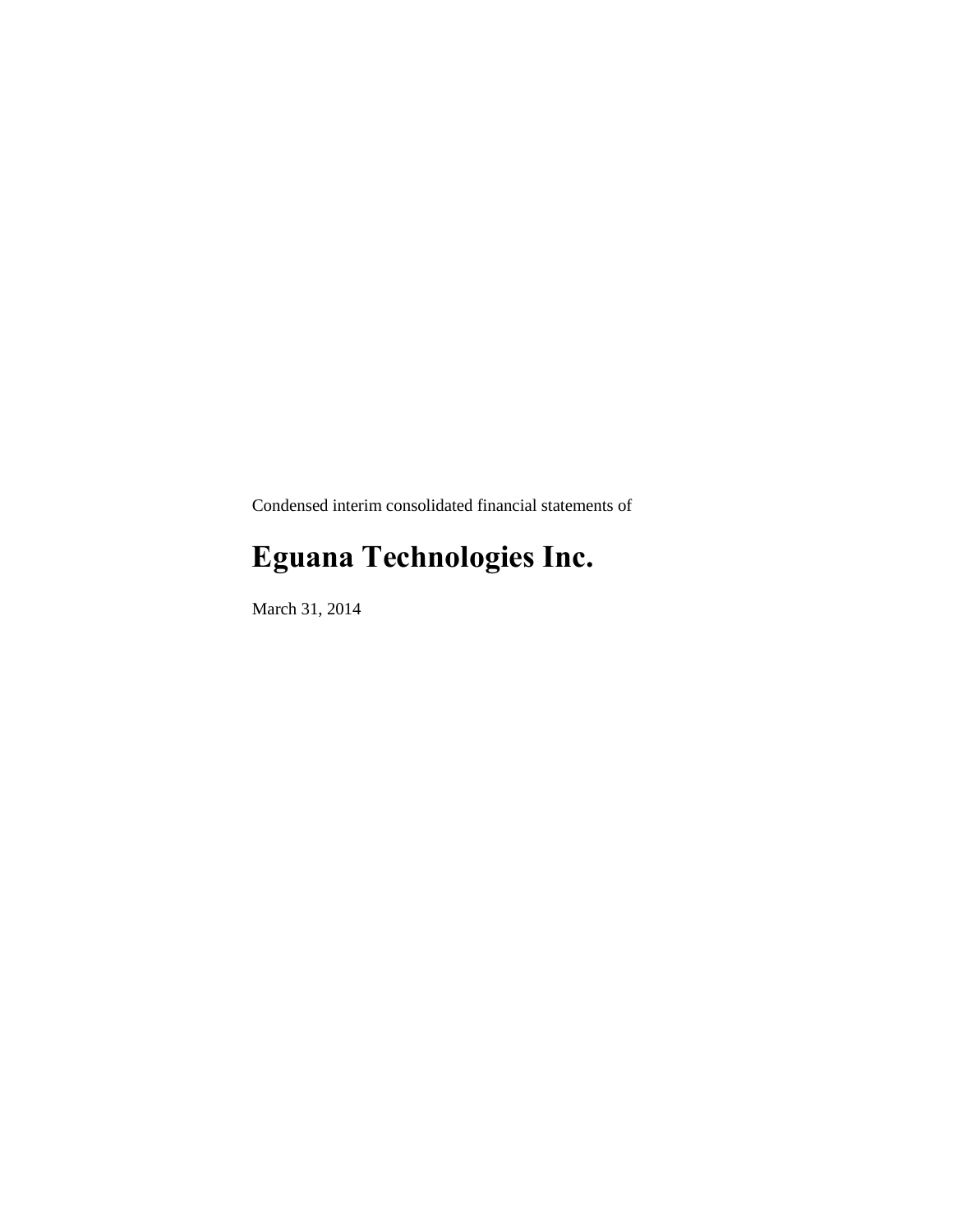Condensed interim consolidated financial statements of

# Eguana Technologies Inc.

March 31, 2014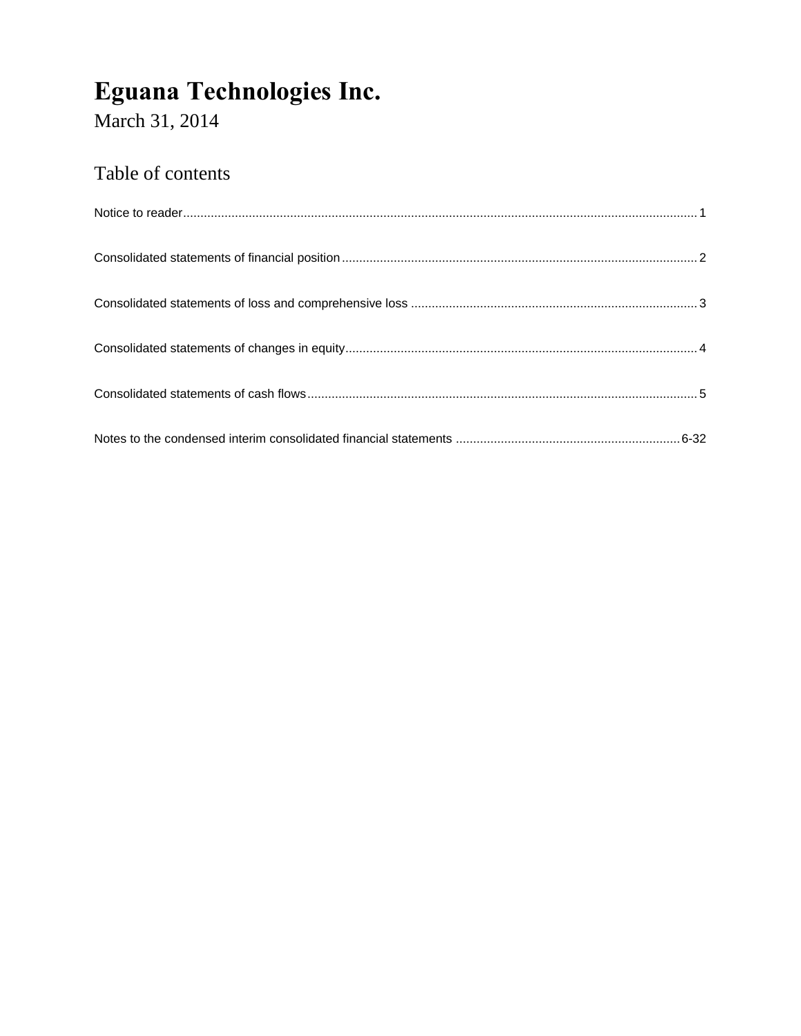# Eguana Technologies Inc.

March 31, 2014

## Table of contents

| | |
|---|---|
| Notice to reader | 1 |
| Consolidated statements of financial position | 2 |
| Consolidated statements of loss and comprehensive loss | 3 |
| Consolidated statements of changes in equity | 4 |
| Consolidated statements of cash flows | 5 |
| Notes to the condensed interim consolidated financial statements | 6-32 |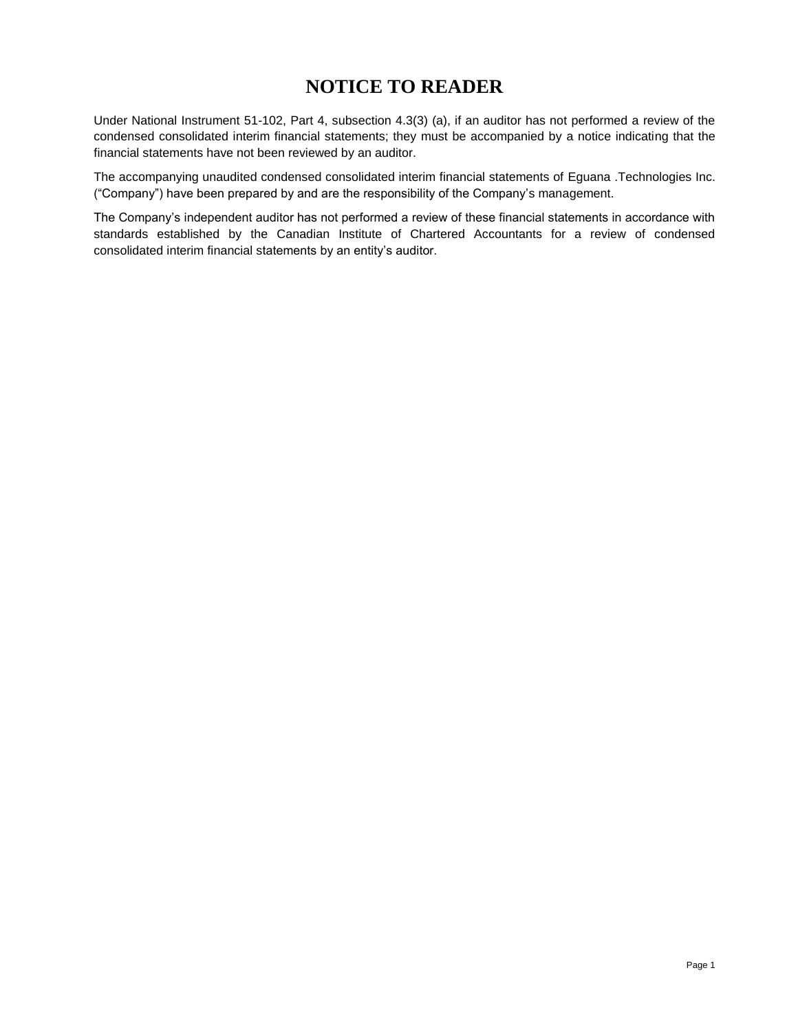# NOTICE TO READER

Under National Instrument 51-102, Part 4, subsection 4.3(3) (a), if an auditor has not performed a review of the condensed consolidated interim financial statements; they must be accompanied by a notice indicating that the financial statements have not been reviewed by an auditor.

The accompanying unaudited condensed consolidated interim financial statements of Eguana .Technologies Inc. ("Company") have been prepared by and are the responsibility of the Company's management.

The Company's independent auditor has not performed a review of these financial statements in accordance with standards established by the Canadian Institute of Chartered Accountants for a review of condensed consolidated interim financial statements by an entity's auditor.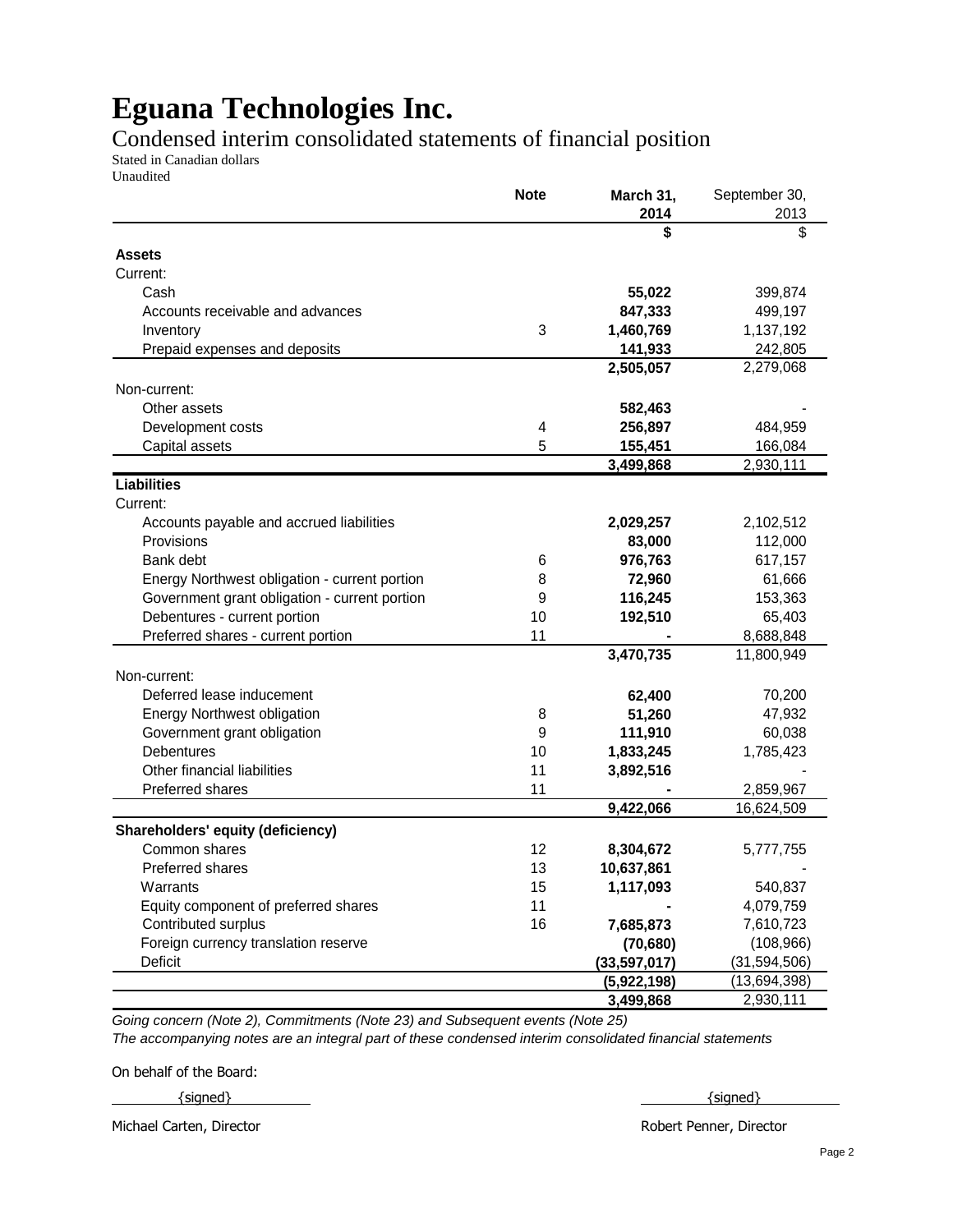# Eguana Technologies Inc.

## Condensed interim consolidated statements of financial position

Stated in Canadian dollars
Unaudited

| | Note | March 31, 2014 | September 30, 2013 |
|---|---|---|---|
| | | **$** | $ |
| **Assets** | | | |
| Current: | | | |
| Cash | | **55,022** | 399,874 |
| Accounts receivable and advances | | **847,333** | 499,197 |
| Inventory | 3 | **1,460,769** | 1,137,192 |
| Prepaid expenses and deposits | | **141,933** | 242,805 |
| | | **2,505,057** | 2,279,068 |
| Non-current: | | | |
| Other assets | | **582,463** | - |
| Development costs | 4 | **256,897** | 484,959 |
| Capital assets | 5 | **155,451** | 166,084 |
| | | **3,499,868** | 2,930,111 |
| **Liabilities** | | | |
| Current: | | | |
| Accounts payable and accrued liabilities | | **2,029,257** | 2,102,512 |
| Provisions | | **83,000** | 112,000 |
| Bank debt | 6 | **976,763** | 617,157 |
| Energy Northwest obligation - current portion | 8 | **72,960** | 61,666 |
| Government grant obligation - current portion | 9 | **116,245** | 153,363 |
| Debentures - current portion | 10 | **192,510** | 65,403 |
| Preferred shares - current portion | 11 | **-** | 8,688,848 |
| | | **3,470,735** | 11,800,949 |
| Non-current: | | | |
| Deferred lease inducement | | **62,400** | 70,200 |
| Energy Northwest obligation | 8 | **51,260** | 47,932 |
| Government grant obligation | 9 | **111,910** | 60,038 |
| Debentures | 10 | **1,833,245** | 1,785,423 |
| Other financial liabilities | 11 | **3,892,516** | - |
| Preferred shares | 11 | **-** | 2,859,967 |
| | | **9,422,066** | 16,624,509 |
| **Shareholders' equity (deficiency)** | | | |
| Common shares | 12 | **8,304,672** | 5,777,755 |
| Preferred shares | 13 | **10,637,861** | - |
| Warrants | 15 | **1,117,093** | 540,837 |
| Equity component of preferred shares | 11 | **-** | 4,079,759 |
| Contributed surplus | 16 | **7,685,873** | 7,610,723 |
| Foreign currency translation reserve | | **(70,680)** | (108,966) |
| Deficit | | **(33,597,017)** | (31,594,506) |
| | | **(5,922,198)** | (13,694,398) |
| | | **3,499,868** | 2,930,111 |

*Going concern (Note 2), Commitments (Note 23) and Subsequent events (Note 25)*
*The accompanying notes are an integral part of these condensed interim consolidated financial statements*

On behalf of the Board:

{signed} — Michael Carten, Director

{signed} — Robert Penner, Director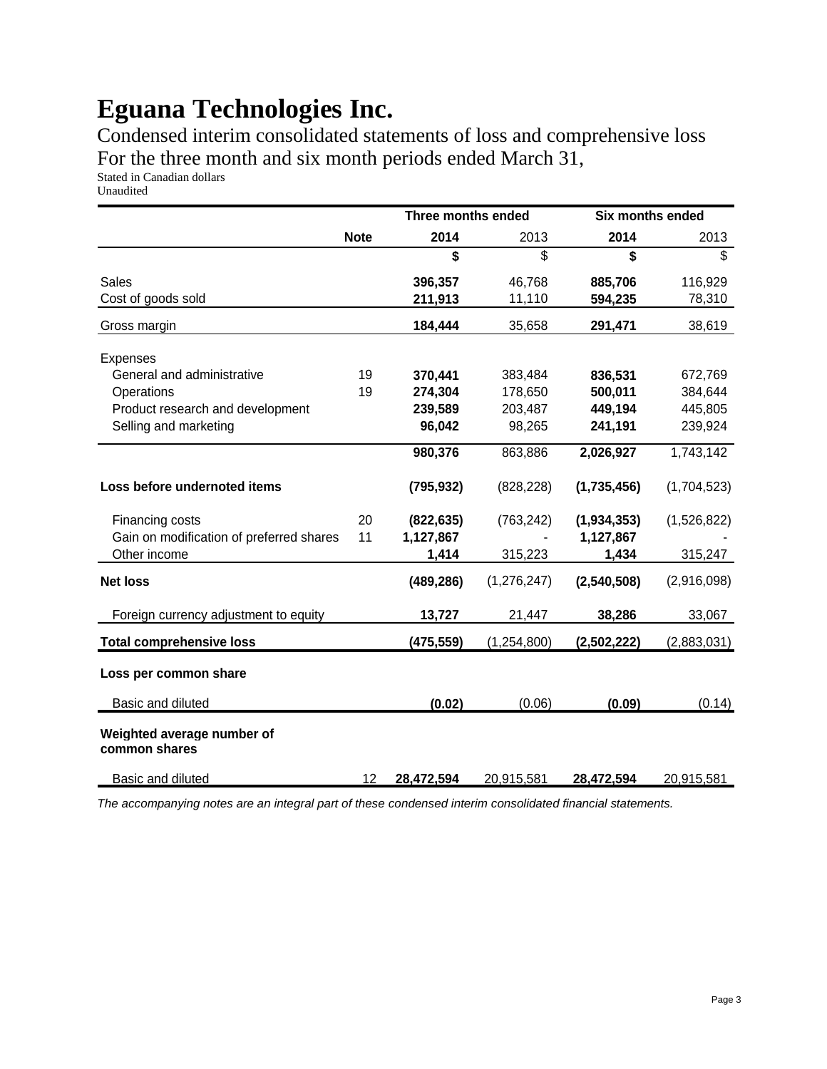# Eguana Technologies Inc.

Condensed interim consolidated statements of loss and comprehensive loss
For the three month and six month periods ended March 31,

Stated in Canadian dollars
Unaudited

| | | Three months ended | | Six months ended | |
|---|---|---|---|---|---|
| | **Note** | **2014** | 2013 | **2014** | 2013 |
| | | **$** | $ | **$** | $ |
| Sales | | **396,357** | 46,768 | **885,706** | 116,929 |
| Cost of goods sold | | **211,913** | 11,110 | **594,235** | 78,310 |
| Gross margin | | **184,444** | 35,658 | **291,471** | 38,619 |
| Expenses | | | | | |
| General and administrative | 19 | **370,441** | 383,484 | **836,531** | 672,769 |
| Operations | 19 | **274,304** | 178,650 | **500,011** | 384,644 |
| Product research and development | | **239,589** | 203,487 | **449,194** | 445,805 |
| Selling and marketing | | **96,042** | 98,265 | **241,191** | 239,924 |
| | | **980,376** | 863,886 | **2,026,927** | 1,743,142 |
| **Loss before undernoted items** | | **(795,932)** | (828,228) | **(1,735,456)** | (1,704,523) |
| Financing costs | 20 | **(822,635)** | (763,242) | **(1,934,353)** | (1,526,822) |
| Gain on modification of preferred shares | 11 | **1,127,867** | - | **1,127,867** | - |
| Other income | | **1,414** | 315,223 | **1,434** | 315,247 |
| **Net loss** | | **(489,286)** | (1,276,247) | **(2,540,508)** | (2,916,098) |
| Foreign currency adjustment to equity | | **13,727** | 21,447 | **38,286** | 33,067 |
| **Total comprehensive loss** | | **(475,559)** | (1,254,800) | **(2,502,222)** | (2,883,031) |
| **Loss per common share** | | | | | |
| Basic and diluted | | **(0.02)** | (0.06) | **(0.09)** | (0.14) |
| **Weighted average number of common shares** | | | | | |
| Basic and diluted | 12 | **28,472,594** | 20,915,581 | **28,472,594** | 20,915,581 |

*The accompanying notes are an integral part of these condensed interim consolidated financial statements.*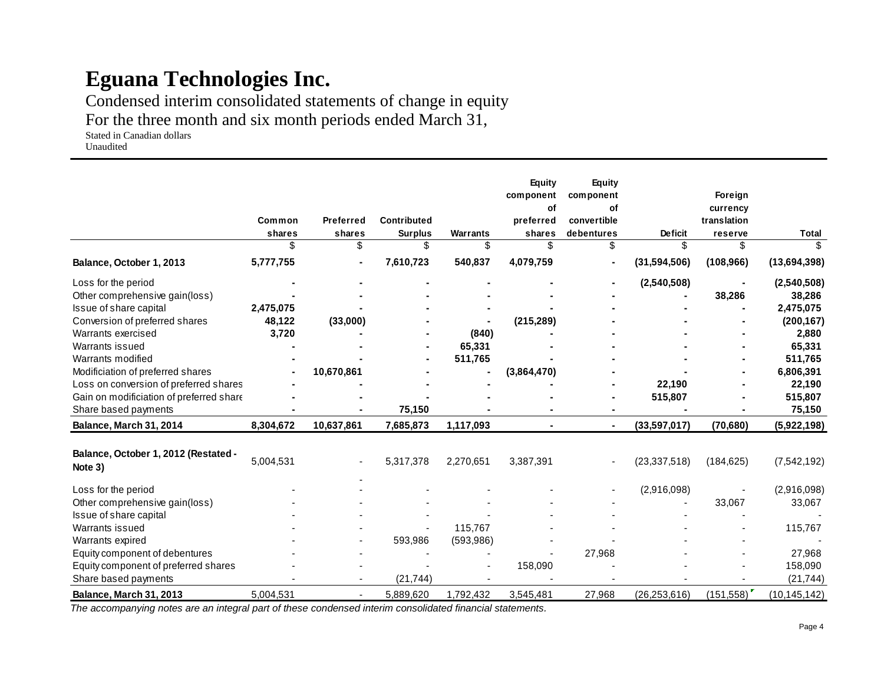# Eguana Technologies Inc.

Condensed interim consolidated statements of change in equity
For the three month and six month periods ended March 31,
Stated in Canadian dollars
Unaudited

| | Common shares | Preferred shares | Contributed Surplus | Warrants | Equity component of preferred shares | Equity component of convertible debentures | Deficit | Foreign currency translation reserve | Total |
|---|---|---|---|---|---|---|---|---|---|
| | $ | $ | $ | $ | $ | $ | $ | $ | $ |
| **Balance, October 1, 2013** | **5,777,755** | **-** | **7,610,723** | **540,837** | **4,079,759** | **-** | **(31,594,506)** | **(108,966)** | **(13,694,398)** |
| Loss for the period | **-** | **-** | **-** | **-** | **-** | **-** | **(2,540,508)** | **-** | **(2,540,508)** |
| Other comprehensive gain(loss) | **-** | **-** | **-** | **-** | **-** | **-** | **-** | **38,286** | **38,286** |
| Issue of share capital | **2,475,075** | **-** | **-** | **-** | **-** | **-** | **-** | **-** | **2,475,075** |
| Conversion of preferred shares | **48,122** | **(33,000)** | **-** | **-** | **(215,289)** | **-** | **-** | **-** | **(200,167)** |
| Warrants exercised | **3,720** | **-** | **-** | **(840)** | **-** | **-** | **-** | **-** | **2,880** |
| Warrants issued | **-** | **-** | **-** | **65,331** | **-** | **-** | **-** | **-** | **65,331** |
| Warrants modified | **-** | **-** | **-** | **511,765** | **-** | **-** | **-** | **-** | **511,765** |
| Modificiation of preferred shares | **-** | **10,670,861** | **-** | **-** | **(3,864,470)** | **-** | **-** | **-** | **6,806,391** |
| Loss on conversion of preferred shares | **-** | **-** | **-** | **-** | **-** | **-** | **22,190** | **-** | **22,190** |
| Gain on modificiation of preferred share | **-** | **-** | **-** | **-** | **-** | **-** | **515,807** | **-** | **515,807** |
| Share based payments | **-** | **-** | **75,150** | **-** | **-** | **-** | **-** | **-** | **75,150** |
| **Balance, March 31, 2014** | **8,304,672** | **10,637,861** | **7,685,873** | **1,117,093** | **-** | **-** | **(33,597,017)** | **(70,680)** | **(5,922,198)** |
| | | | | | | | | | |
| **Balance, October 1, 2012 (Restated - Note 3)** | 5,004,531 | - | 5,317,378 | 2,270,651 | 3,387,391 | - | (23,337,518) | (184,625) | (7,542,192) |
| Loss for the period | - | - | - | - | - | - | (2,916,098) | - | (2,916,098) |
| Other comprehensive gain(loss) | - | - | - | - | - | - | - | 33,067 | 33,067 |
| Issue of share capital | - | - | - | - | - | - | - | - | - |
| Warrants issued | - | - | - | 115,767 | - | - | - | - | 115,767 |
| Warrants expired | - | - | 593,986 | (593,986) | - | - | - | - | - |
| Equity component of debentures | - | - | - | - | - | 27,968 | - | - | 27,968 |
| Equity component of preferred shares | - | - | - | - | 158,090 | - | - | - | 158,090 |
| Share based payments | - | - | (21,744) | - | - | - | - | - | (21,744) |
| **Balance, March 31, 2013** | 5,004,531 | - | 5,889,620 | 1,792,432 | 3,545,481 | 27,968 | (26,253,616) | (151,558) | (10,145,142) |

*The accompanying notes are an integral part of these condensed interim consolidated financial statements.*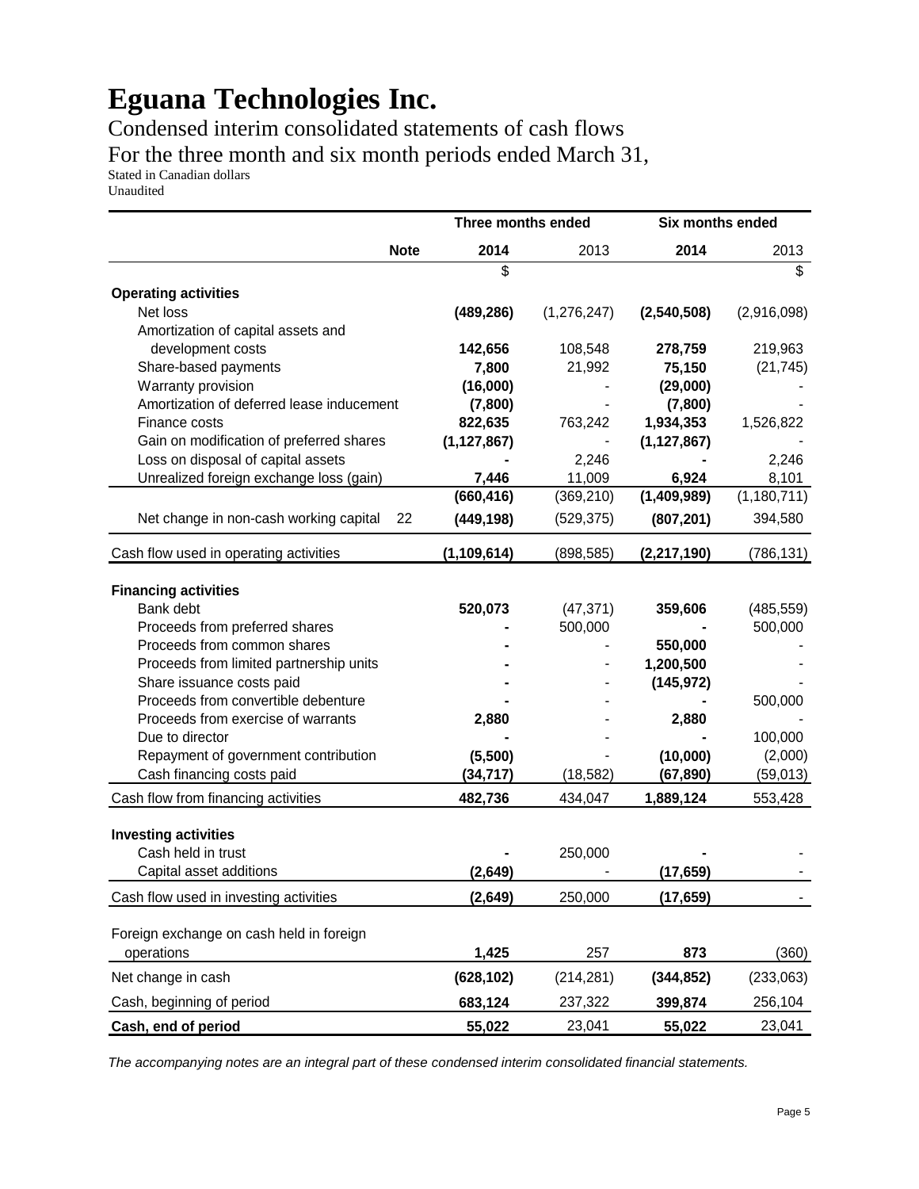# Eguana Technologies Inc.

Condensed interim consolidated statements of cash flows

For the three month and six month periods ended March 31,

Stated in Canadian dollars

Unaudited

| | Note | Three months ended | | Six months ended | |
|---|---|---|---|---|---|
| | | **2014** | 2013 | **2014** | 2013 |
| | | $ | | | $ |
| **Operating activities** | | | | | |
| Net loss | | **(489,286)** | (1,276,247) | **(2,540,508)** | (2,916,098) |
| Amortization of capital assets and development costs | | **142,656** | 108,548 | **278,759** | 219,963 |
| Share-based payments | | **7,800** | 21,992 | **75,150** | (21,745) |
| Warranty provision | | **(16,000)** | - | **(29,000)** | - |
| Amortization of deferred lease inducement | | **(7,800)** | - | **(7,800)** | - |
| Finance costs | | **822,635** | 763,242 | **1,934,353** | 1,526,822 |
| Gain on modification of preferred shares | | **(1,127,867)** | - | **(1,127,867)** | - |
| Loss on disposal of capital assets | | **-** | 2,246 | **-** | 2,246 |
| Unrealized foreign exchange loss (gain) | | **7,446** | 11,009 | **6,924** | 8,101 |
| | | **(660,416)** | (369,210) | **(1,409,989)** | (1,180,711) |
| Net change in non-cash working capital | 22 | **(449,198)** | (529,375) | **(807,201)** | 394,580 |
| Cash flow used in operating activities | | **(1,109,614)** | (898,585) | **(2,217,190)** | (786,131) |
| **Financing activities** | | | | | |
| Bank debt | | **520,073** | (47,371) | **359,606** | (485,559) |
| Proceeds from preferred shares | | **-** | 500,000 | **-** | 500,000 |
| Proceeds from common shares | | **-** | - | **550,000** | - |
| Proceeds from limited partnership units | | **-** | - | **1,200,500** | - |
| Share issuance costs paid | | **-** | - | **(145,972)** | - |
| Proceeds from convertible debenture | | **-** | - | **-** | 500,000 |
| Proceeds from exercise of warrants | | **2,880** | - | **2,880** | - |
| Due to director | | **-** | - | **-** | 100,000 |
| Repayment of government contribution | | **(5,500)** | - | **(10,000)** | (2,000) |
| Cash financing costs paid | | **(34,717)** | (18,582) | **(67,890)** | (59,013) |
| Cash flow from financing activities | | **482,736** | 434,047 | **1,889,124** | 553,428 |
| **Investing activities** | | | | | |
| Cash held in trust | | **-** | 250,000 | **-** | - |
| Capital asset additions | | **(2,649)** | - | **(17,659)** | - |
| Cash flow used in investing activities | | **(2,649)** | 250,000 | **(17,659)** | - |
| Foreign exchange on cash held in foreign operations | | **1,425** | 257 | **873** | (360) |
| Net change in cash | | **(628,102)** | (214,281) | **(344,852)** | (233,063) |
| Cash, beginning of period | | **683,124** | 237,322 | **399,874** | 256,104 |
| **Cash, end of period** | | **55,022** | 23,041 | **55,022** | 23,041 |

*The accompanying notes are an integral part of these condensed interim consolidated financial statements.*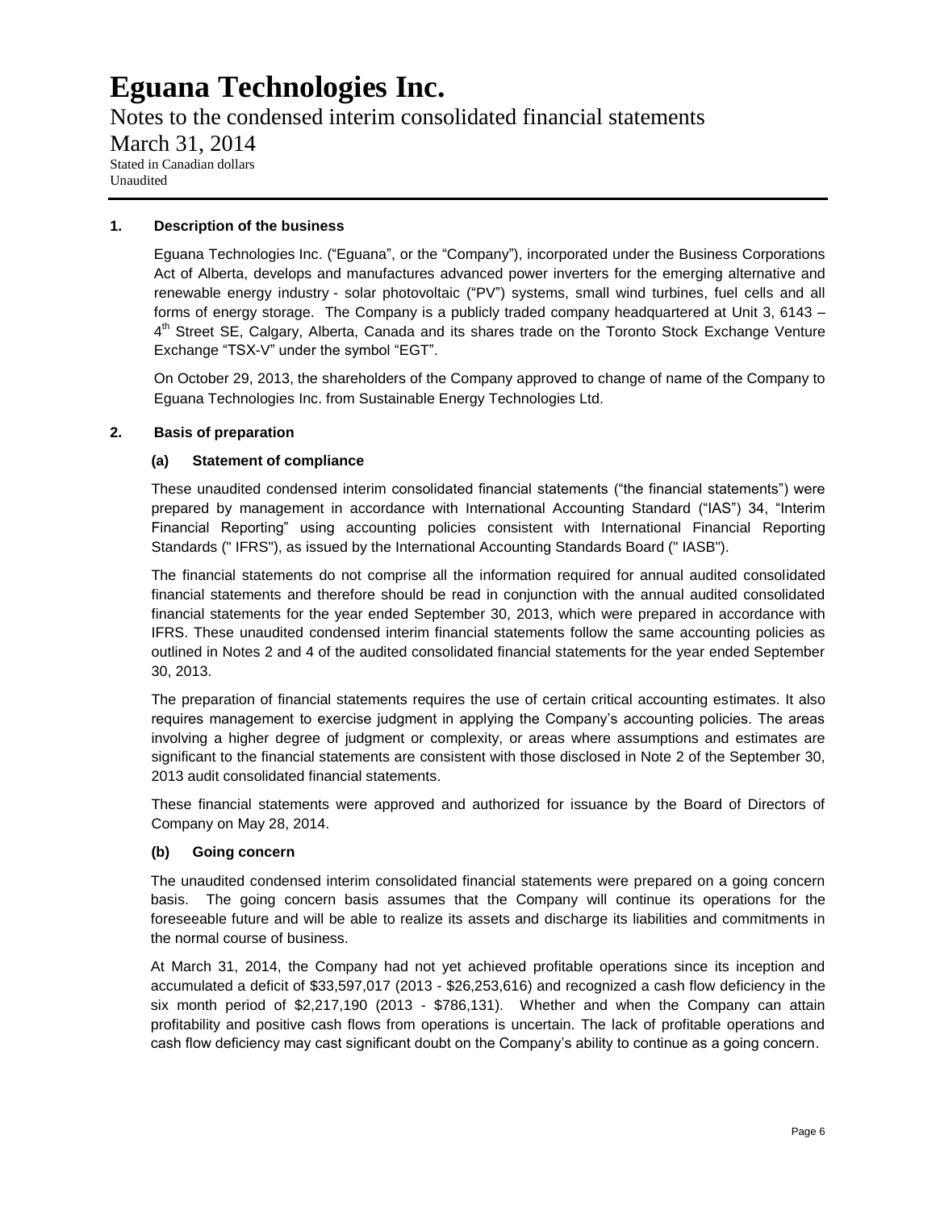# Eguana Technologies Inc.

Notes to the condensed interim consolidated financial statements

March 31, 2014

Stated in Canadian dollars
Unaudited

## 1. Description of the business

Eguana Technologies Inc. ("Eguana", or the "Company"), incorporated under the Business Corporations Act of Alberta, develops and manufactures advanced power inverters for the emerging alternative and renewable energy industry - solar photovoltaic ("PV") systems, small wind turbines, fuel cells and all forms of energy storage. The Company is a publicly traded company headquartered at Unit 3, 6143 – 4th Street SE, Calgary, Alberta, Canada and its shares trade on the Toronto Stock Exchange Venture Exchange "TSX-V" under the symbol "EGT".

On October 29, 2013, the shareholders of the Company approved to change of name of the Company to Eguana Technologies Inc. from Sustainable Energy Technologies Ltd.

## 2. Basis of preparation

### (a) Statement of compliance

These unaudited condensed interim consolidated financial statements ("the financial statements") were prepared by management in accordance with International Accounting Standard ("IAS") 34, "Interim Financial Reporting" using accounting policies consistent with International Financial Reporting Standards (" IFRS"), as issued by the International Accounting Standards Board (" IASB").

The financial statements do not comprise all the information required for annual audited consolidated financial statements and therefore should be read in conjunction with the annual audited consolidated financial statements for the year ended September 30, 2013, which were prepared in accordance with IFRS. These unaudited condensed interim financial statements follow the same accounting policies as outlined in Notes 2 and 4 of the audited consolidated financial statements for the year ended September 30, 2013.

The preparation of financial statements requires the use of certain critical accounting estimates. It also requires management to exercise judgment in applying the Company's accounting policies. The areas involving a higher degree of judgment or complexity, or areas where assumptions and estimates are significant to the financial statements are consistent with those disclosed in Note 2 of the September 30, 2013 audit consolidated financial statements.

These financial statements were approved and authorized for issuance by the Board of Directors of Company on May 28, 2014.

### (b) Going concern

The unaudited condensed interim consolidated financial statements were prepared on a going concern basis. The going concern basis assumes that the Company will continue its operations for the foreseeable future and will be able to realize its assets and discharge its liabilities and commitments in the normal course of business.

At March 31, 2014, the Company had not yet achieved profitable operations since its inception and accumulated a deficit of $33,597,017 (2013 - $26,253,616) and recognized a cash flow deficiency in the six month period of $2,217,190 (2013 - $786,131). Whether and when the Company can attain profitability and positive cash flows from operations is uncertain. The lack of profitable operations and cash flow deficiency may cast significant doubt on the Company's ability to continue as a going concern.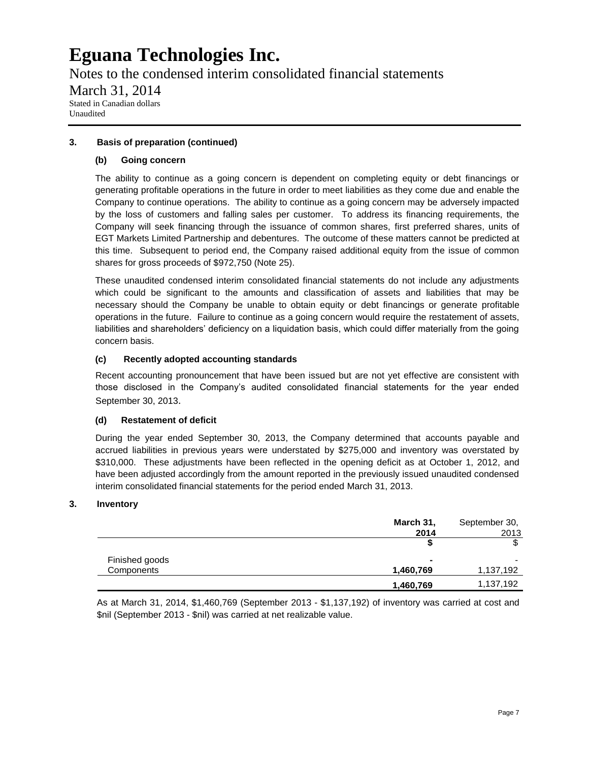### 3. Basis of preparation (continued)

#### (b) Going concern

The ability to continue as a going concern is dependent on completing equity or debt financings or generating profitable operations in the future in order to meet liabilities as they come due and enable the Company to continue operations. The ability to continue as a going concern may be adversely impacted by the loss of customers and falling sales per customer. To address its financing requirements, the Company will seek financing through the issuance of common shares, first preferred shares, units of EGT Markets Limited Partnership and debentures. The outcome of these matters cannot be predicted at this time. Subsequent to period end, the Company raised additional equity from the issue of common shares for gross proceeds of $972,750 (Note 25).

These unaudited condensed interim consolidated financial statements do not include any adjustments which could be significant to the amounts and classification of assets and liabilities that may be necessary should the Company be unable to obtain equity or debt financings or generate profitable operations in the future. Failure to continue as a going concern would require the restatement of assets, liabilities and shareholders' deficiency on a liquidation basis, which could differ materially from the going concern basis.

#### (c) Recently adopted accounting standards

Recent accounting pronouncement that have been issued but are not yet effective are consistent with those disclosed in the Company's audited consolidated financial statements for the year ended September 30, 2013.

#### (d) Restatement of deficit

During the year ended September 30, 2013, the Company determined that accounts payable and accrued liabilities in previous years were understated by $275,000 and inventory was overstated by $310,000. These adjustments have been reflected in the opening deficit as at October 1, 2012, and have been adjusted accordingly from the amount reported in the previously issued unaudited condensed interim consolidated financial statements for the period ended March 31, 2013.

### 3. Inventory

| | **March 31, 2014** | September 30, 2013 |
|---|---|---|
| | **$** | $ |
| Finished goods | **-** | - |
| Components | **1,460,769** | 1,137,192 |
| | **1,460,769** | 1,137,192 |

As at March 31, 2014, $1,460,769 (September 2013 - $1,137,192) of inventory was carried at cost and $nil (September 2013 - $nil) was carried at net realizable value.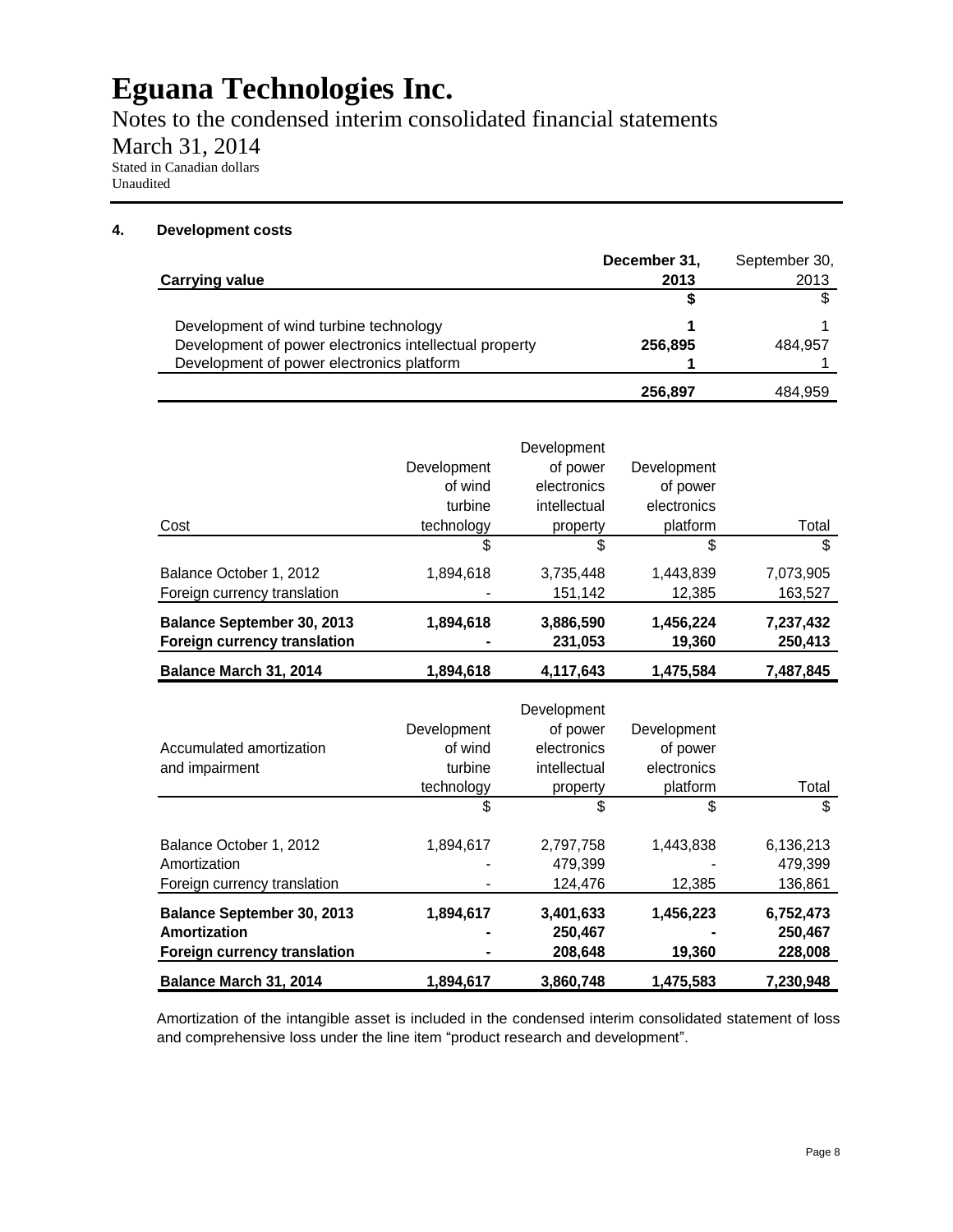# Eguana Technologies Inc.

Notes to the condensed interim consolidated financial statements

March 31, 2014

Stated in Canadian dollars
Unaudited

**4. Development costs**

| Carrying value | December 31, 2013 | September 30, 2013 |
|---|---|---|
| | **$** | $ |
| Development of wind turbine technology | **1** | 1 |
| Development of power electronics intellectual property | **256,895** | 484,957 |
| Development of power electronics platform | **1** | 1 |
| | **256,897** | 484,959 |

| Cost | Development of wind turbine technology | Development of power electronics intellectual property | Development of power electronics platform | Total |
|---|---|---|---|---|
| | $ | $ | $ | $ |
| Balance October 1, 2012 | 1,894,618 | 3,735,448 | 1,443,839 | 7,073,905 |
| Foreign currency translation | - | 151,142 | 12,385 | 163,527 |
| **Balance September 30, 2013** | **1,894,618** | **3,886,590** | **1,456,224** | **7,237,432** |
| **Foreign currency translation** | **-** | **231,053** | **19,360** | **250,413** |
| **Balance March 31, 2014** | **1,894,618** | **4,117,643** | **1,475,584** | **7,487,845** |

| Accumulated amortization and impairment | Development of wind turbine technology | Development of power electronics intellectual property | Development of power electronics platform | Total |
|---|---|---|---|---|
| | $ | $ | $ | $ |
| Balance October 1, 2012 | 1,894,617 | 2,797,758 | 1,443,838 | 6,136,213 |
| Amortization | - | 479,399 | - | 479,399 |
| Foreign currency translation | - | 124,476 | 12,385 | 136,861 |
| **Balance September 30, 2013** | **1,894,617** | **3,401,633** | **1,456,223** | **6,752,473** |
| **Amortization** | **-** | **250,467** | **-** | **250,467** |
| **Foreign currency translation** | **-** | **208,648** | **19,360** | **228,008** |
| **Balance March 31, 2014** | **1,894,617** | **3,860,748** | **1,475,583** | **7,230,948** |

Amortization of the intangible asset is included in the condensed interim consolidated statement of loss and comprehensive loss under the line item "product research and development".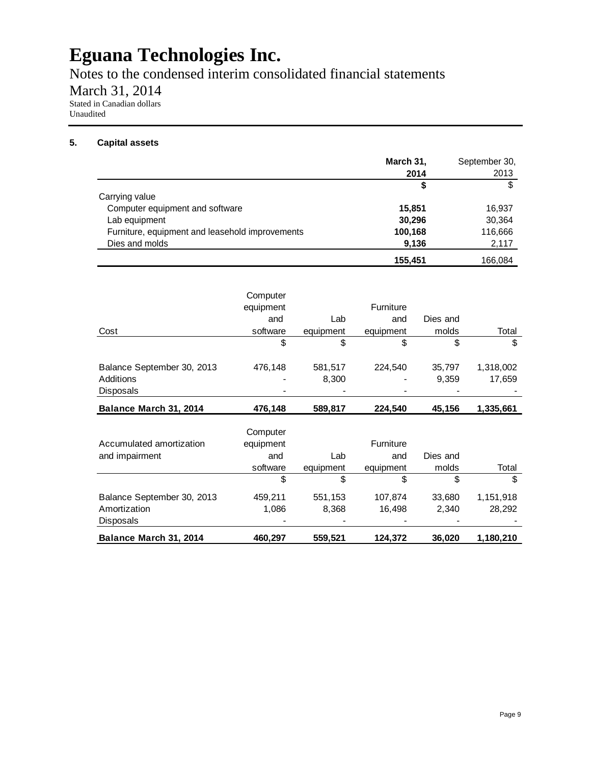# Eguana Technologies Inc.

Notes to the condensed interim consolidated financial statements

March 31, 2014

Stated in Canadian dollars
Unaudited

## 5. Capital assets

| | **March 31, 2014** | September 30, 2013 |
|---|---|---|
| | **$** | $ |
| Carrying value | | |
| Computer equipment and software | **15,851** | 16,937 |
| Lab equipment | **30,296** | 30,364 |
| Furniture, equipment and leasehold improvements | **100,168** | 116,666 |
| Dies and molds | **9,136** | 2,117 |
| | **155,451** | 166,084 |

| Cost | Computer equipment and software | Lab equipment | Furniture and equipment | Dies and molds | Total |
|---|---|---|---|---|---|
| | $ | $ | $ | $ | $ |
| Balance September 30, 2013 | 476,148 | 581,517 | 224,540 | 35,797 | 1,318,002 |
| Additions | - | 8,300 | - | 9,359 | 17,659 |
| Disposals | - | - | - | - | - |
| **Balance March 31, 2014** | **476,148** | **589,817** | **224,540** | **45,156** | **1,335,661** |

| Accumulated amortization and impairment | Computer equipment and software | Lab equipment | Furniture and equipment | Dies and molds | Total |
|---|---|---|---|---|---|
| | $ | $ | $ | $ | $ |
| Balance September 30, 2013 | 459,211 | 551,153 | 107,874 | 33,680 | 1,151,918 |
| Amortization | 1,086 | 8,368 | 16,498 | 2,340 | 28,292 |
| Disposals | - | - | - | - | - |
| **Balance March 31, 2014** | **460,297** | **559,521** | **124,372** | **36,020** | **1,180,210** |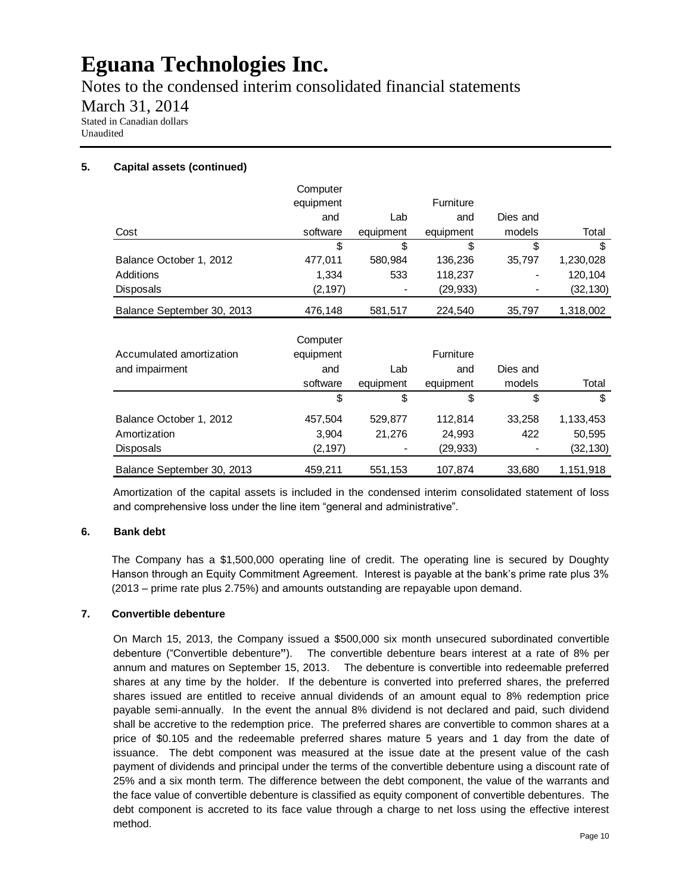# Eguana Technologies Inc.

Notes to the condensed interim consolidated financial statements

March 31, 2014

Stated in Canadian dollars
Unaudited

**5. Capital assets (continued)**

| Cost | Computer equipment and software | Lab equipment | Furniture and equipment | Dies and models | Total |
|---|---|---|---|---|---|
| | $ | $ | $ | $ | $ |
| Balance October 1, 2012 | 477,011 | 580,984 | 136,236 | 35,797 | 1,230,028 |
| Additions | 1,334 | 533 | 118,237 | - | 120,104 |
| Disposals | (2,197) | - | (29,933) | - | (32,130) |
| Balance September 30, 2013 | 476,148 | 581,517 | 224,540 | 35,797 | 1,318,002 |

| Accumulated amortization and impairment | Computer equipment and software | Lab equipment | Furniture and equipment | Dies and models | Total |
|---|---|---|---|---|---|
| | $ | $ | $ | $ | $ |
| Balance October 1, 2012 | 457,504 | 529,877 | 112,814 | 33,258 | 1,133,453 |
| Amortization | 3,904 | 21,276 | 24,993 | 422 | 50,595 |
| Disposals | (2,197) | - | (29,933) | - | (32,130) |
| Balance September 30, 2013 | 459,211 | 551,153 | 107,874 | 33,680 | 1,151,918 |

Amortization of the capital assets is included in the condensed interim consolidated statement of loss and comprehensive loss under the line item "general and administrative".

**6. Bank debt**

The Company has a $1,500,000 operating line of credit. The operating line is secured by Doughty Hanson through an Equity Commitment Agreement. Interest is payable at the bank's prime rate plus 3% (2013 – prime rate plus 2.75%) and amounts outstanding are repayable upon demand.

**7. Convertible debenture**

On March 15, 2013, the Company issued a $500,000 six month unsecured subordinated convertible debenture ("Convertible debenture"). The convertible debenture bears interest at a rate of 8% per annum and matures on September 15, 2013. The debenture is convertible into redeemable preferred shares at any time by the holder. If the debenture is converted into preferred shares, the preferred shares issued are entitled to receive annual dividends of an amount equal to 8% redemption price payable semi-annually. In the event the annual 8% dividend is not declared and paid, such dividend shall be accretive to the redemption price. The preferred shares are convertible to common shares at a price of $0.105 and the redeemable preferred shares mature 5 years and 1 day from the date of issuance. The debt component was measured at the issue date at the present value of the cash payment of dividends and principal under the terms of the convertible debenture using a discount rate of 25% and a six month term. The difference between the debt component, the value of the warrants and the face value of convertible debenture is classified as equity component of convertible debentures. The debt component is accreted to its face value through a charge to net loss using the effective interest method.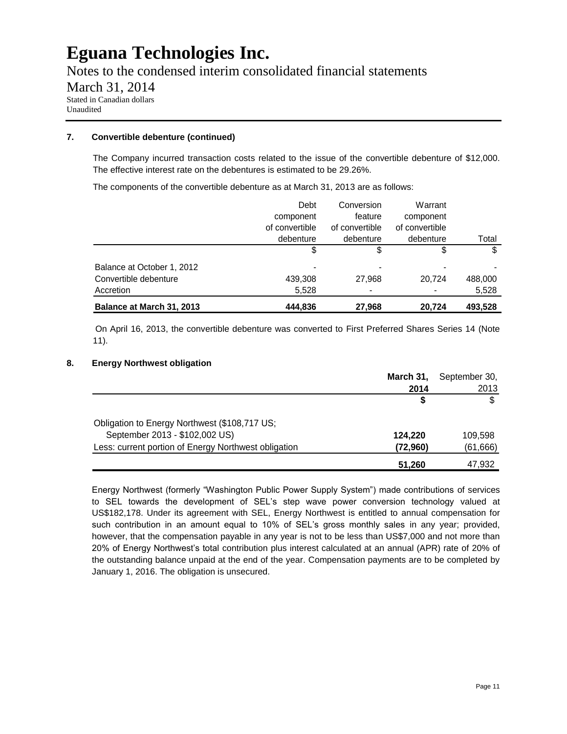# Eguana Technologies Inc.

Notes to the condensed interim consolidated financial statements

March 31, 2014

Stated in Canadian dollars
Unaudited

### 7. Convertible debenture (continued)

The Company incurred transaction costs related to the issue of the convertible debenture of $12,000. The effective interest rate on the debentures is estimated to be 29.26%.

The components of the convertible debenture as at March 31, 2013 are as follows:

| | Debt component of convertible debenture | Conversion feature of convertible debenture | Warrant component of convertible debenture | Total |
|---|---|---|---|---|
| | $ | $ | $ | $ |
| Balance at October 1, 2012 | - | - | - | - |
| Convertible debenture | 439,308 | 27,968 | 20,724 | 488,000 |
| Accretion | 5,528 | - | - | 5,528 |
| **Balance at March 31, 2013** | **444,836** | **27,968** | **20,724** | **493,528** |

On April 16, 2013, the convertible debenture was converted to First Preferred Shares Series 14 (Note 11).

### 8. Energy Northwest obligation

| | **March 31, 2014** | September 30, 2013 |
|---|---|---|
| | **$** | $ |
| Obligation to Energy Northwest ($108,717 US; September 2013 - $102,002 US) | **124,220** | 109,598 |
| Less: current portion of Energy Northwest obligation | **(72,960)** | (61,666) |
| | **51,260** | 47,932 |

Energy Northwest (formerly "Washington Public Power Supply System") made contributions of services to SEL towards the development of SEL's step wave power conversion technology valued at US$182,178. Under its agreement with SEL, Energy Northwest is entitled to annual compensation for such contribution in an amount equal to 10% of SEL's gross monthly sales in any year; provided, however, that the compensation payable in any year is not to be less than US$7,000 and not more than 20% of Energy Northwest's total contribution plus interest calculated at an annual (APR) rate of 20% of the outstanding balance unpaid at the end of the year. Compensation payments are to be completed by January 1, 2016. The obligation is unsecured.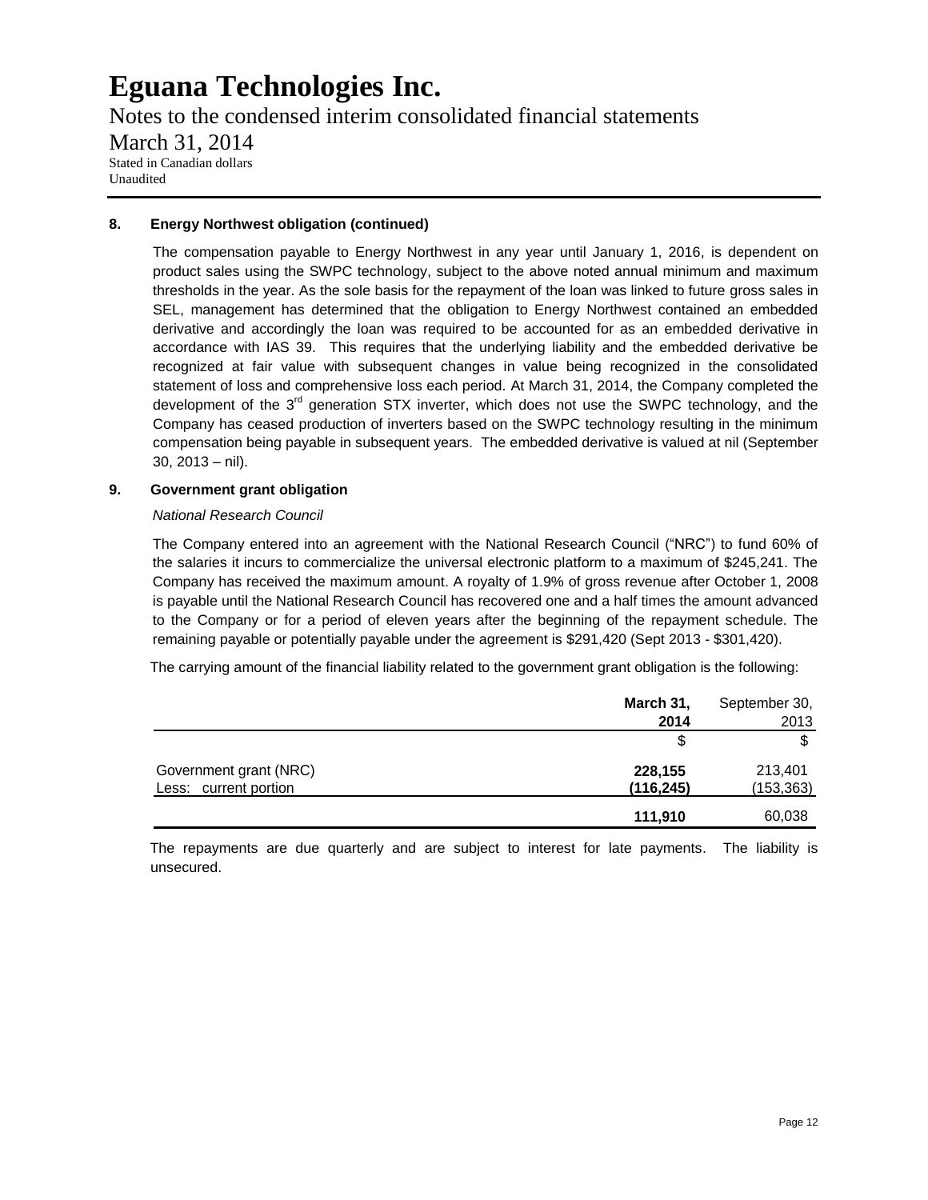**8. Energy Northwest obligation (continued)**

The compensation payable to Energy Northwest in any year until January 1, 2016, is dependent on product sales using the SWPC technology, subject to the above noted annual minimum and maximum thresholds in the year. As the sole basis for the repayment of the loan was linked to future gross sales in SEL, management has determined that the obligation to Energy Northwest contained an embedded derivative and accordingly the loan was required to be accounted for as an embedded derivative in accordance with IAS 39. This requires that the underlying liability and the embedded derivative be recognized at fair value with subsequent changes in value being recognized in the consolidated statement of loss and comprehensive loss each period. At March 31, 2014, the Company completed the development of the 3rd generation STX inverter, which does not use the SWPC technology, and the Company has ceased production of inverters based on the SWPC technology resulting in the minimum compensation being payable in subsequent years. The embedded derivative is valued at nil (September 30, 2013 – nil).

**9. Government grant obligation**

*National Research Council*

The Company entered into an agreement with the National Research Council ("NRC") to fund 60% of the salaries it incurs to commercialize the universal electronic platform to a maximum of $245,241. The Company has received the maximum amount. A royalty of 1.9% of gross revenue after October 1, 2008 is payable until the National Research Council has recovered one and a half times the amount advanced to the Company or for a period of eleven years after the beginning of the repayment schedule. The remaining payable or potentially payable under the agreement is $291,420 (Sept 2013 - $301,420).

The carrying amount of the financial liability related to the government grant obligation is the following:

| | **March 31, 2014** | September 30, 2013 |
|---|---|---|
| | $ | $ |
| Government grant (NRC) | **228,155** | 213,401 |
| Less: current portion | **(116,245)** | (153,363) |
| | **111,910** | 60,038 |

The repayments are due quarterly and are subject to interest for late payments. The liability is unsecured.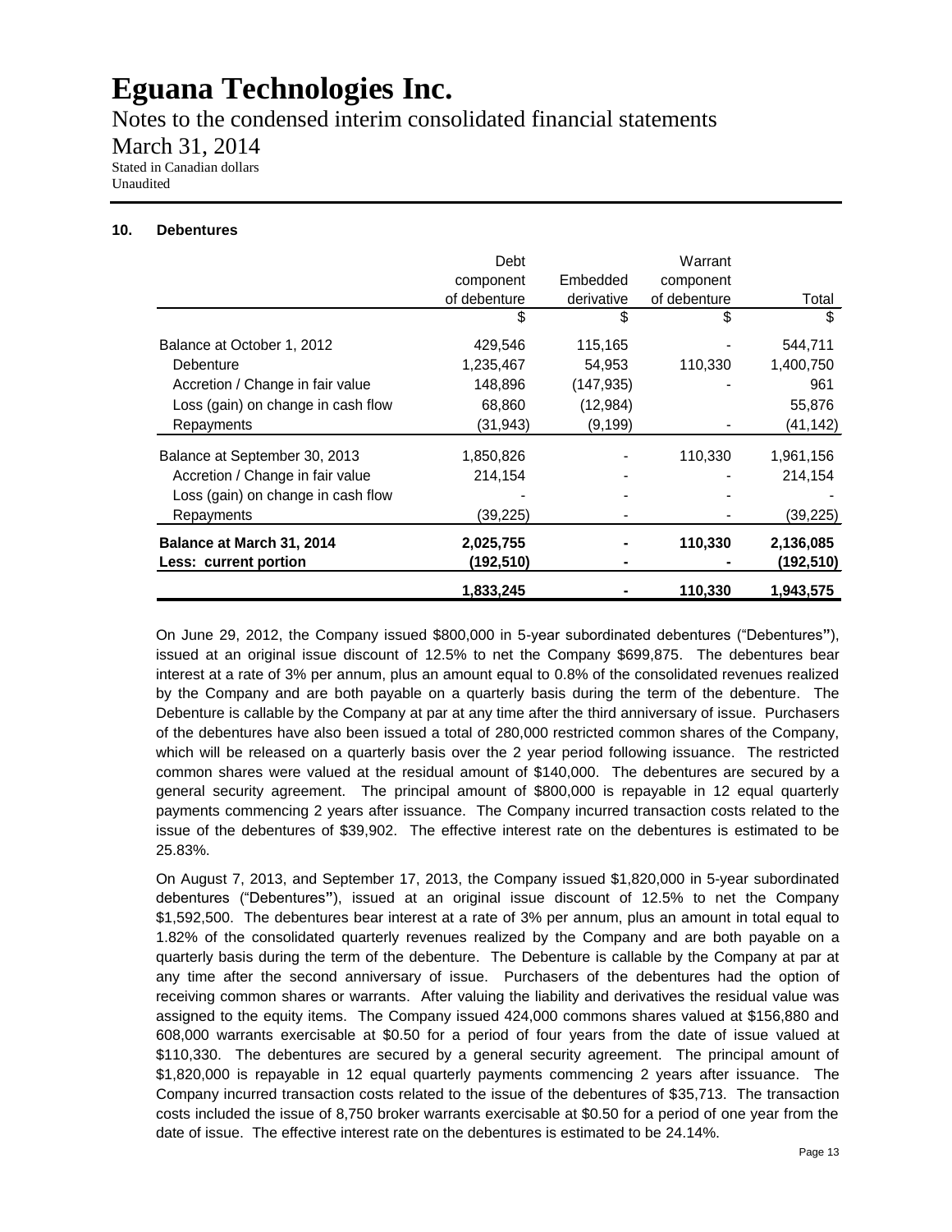# Eguana Technologies Inc.

Notes to the condensed interim consolidated financial statements

March 31, 2014

Stated in Canadian dollars
Unaudited

## 10. Debentures

| | Debt component of debenture | Embedded derivative | Warrant component of debenture | Total |
|---|---|---|---|---|
| | $ | $ | $ | $ |
| Balance at October 1, 2012 | 429,546 | 115,165 | - | 544,711 |
| Debenture | 1,235,467 | 54,953 | 110,330 | 1,400,750 |
| Accretion / Change in fair value | 148,896 | (147,935) | - | 961 |
| Loss (gain) on change in cash flow | 68,860 | (12,984) | | 55,876 |
| Repayments | (31,943) | (9,199) | - | (41,142) |
| Balance at September 30, 2013 | 1,850,826 | - | 110,330 | 1,961,156 |
| Accretion / Change in fair value | 214,154 | - | - | 214,154 |
| Loss (gain) on change in cash flow | - | - | - | - |
| Repayments | (39,225) | - | - | (39,225) |
| **Balance at March 31, 2014** | **2,025,755** | **-** | **110,330** | **2,136,085** |
| **Less: current portion** | **(192,510)** | **-** | **-** | **(192,510)** |
| | **1,833,245** | **-** | **110,330** | **1,943,575** |

On June 29, 2012, the Company issued $800,000 in 5-year subordinated debentures ("Debentures"), issued at an original issue discount of 12.5% to net the Company $699,875. The debentures bear interest at a rate of 3% per annum, plus an amount equal to 0.8% of the consolidated revenues realized by the Company and are both payable on a quarterly basis during the term of the debenture. The Debenture is callable by the Company at par at any time after the third anniversary of issue. Purchasers of the debentures have also been issued a total of 280,000 restricted common shares of the Company, which will be released on a quarterly basis over the 2 year period following issuance. The restricted common shares were valued at the residual amount of $140,000. The debentures are secured by a general security agreement. The principal amount of $800,000 is repayable in 12 equal quarterly payments commencing 2 years after issuance. The Company incurred transaction costs related to the issue of the debentures of $39,902. The effective interest rate on the debentures is estimated to be 25.83%.

On August 7, 2013, and September 17, 2013, the Company issued $1,820,000 in 5-year subordinated debentures ("Debentures"), issued at an original issue discount of 12.5% to net the Company $1,592,500. The debentures bear interest at a rate of 3% per annum, plus an amount in total equal to 1.82% of the consolidated quarterly revenues realized by the Company and are both payable on a quarterly basis during the term of the debenture. The Debenture is callable by the Company at par at any time after the second anniversary of issue. Purchasers of the debentures had the option of receiving common shares or warrants. After valuing the liability and derivatives the residual value was assigned to the equity items. The Company issued 424,000 commons shares valued at $156,880 and 608,000 warrants exercisable at $0.50 for a period of four years from the date of issue valued at $110,330. The debentures are secured by a general security agreement. The principal amount of $1,820,000 is repayable in 12 equal quarterly payments commencing 2 years after issuance. The Company incurred transaction costs related to the issue of the debentures of $35,713. The transaction costs included the issue of 8,750 broker warrants exercisable at $0.50 for a period of one year from the date of issue. The effective interest rate on the debentures is estimated to be 24.14%.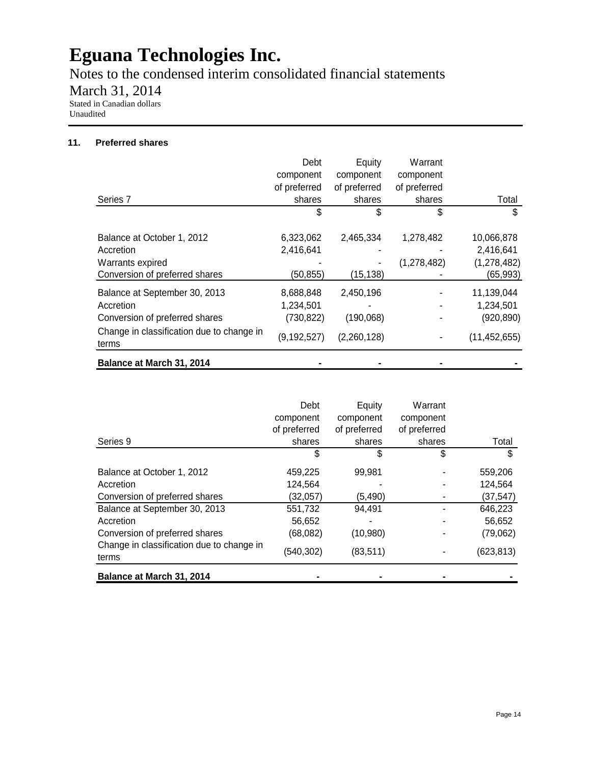# Eguana Technologies Inc.

Notes to the condensed interim consolidated financial statements

March 31, 2014

Stated in Canadian dollars
Unaudited

## 11. Preferred shares

| Series 7 | Debt component of preferred shares | Equity component of preferred shares | Warrant component of preferred shares | Total |
|---|---|---|---|---|
| | $ | $ | $ | $ |
| Balance at October 1, 2012 | 6,323,062 | 2,465,334 | 1,278,482 | 10,066,878 |
| Accretion | 2,416,641 | - | - | 2,416,641 |
| Warrants expired | - | - | (1,278,482) | (1,278,482) |
| Conversion of preferred shares | (50,855) | (15,138) | - | (65,993) |
| Balance at September 30, 2013 | 8,688,848 | 2,450,196 | - | 11,139,044 |
| Accretion | 1,234,501 | - | - | 1,234,501 |
| Conversion of preferred shares | (730,822) | (190,068) | - | (920,890) |
| Change in classification due to change in terms | (9,192,527) | (2,260,128) | - | (11,452,655) |
| **Balance at March 31, 2014** | - | - | - | - |

| Series 9 | Debt component of preferred shares | Equity component of preferred shares | Warrant component of preferred shares | Total |
|---|---|---|---|---|
| | $ | $ | $ | $ |
| Balance at October 1, 2012 | 459,225 | 99,981 | - | 559,206 |
| Accretion | 124,564 | - | - | 124,564 |
| Conversion of preferred shares | (32,057) | (5,490) | - | (37,547) |
| Balance at September 30, 2013 | 551,732 | 94,491 | - | 646,223 |
| Accretion | 56,652 | - | - | 56,652 |
| Conversion of preferred shares | (68,082) | (10,980) | - | (79,062) |
| Change in classification due to change in terms | (540,302) | (83,511) | - | (623,813) |
| **Balance at March 31, 2014** | - | - | - | - |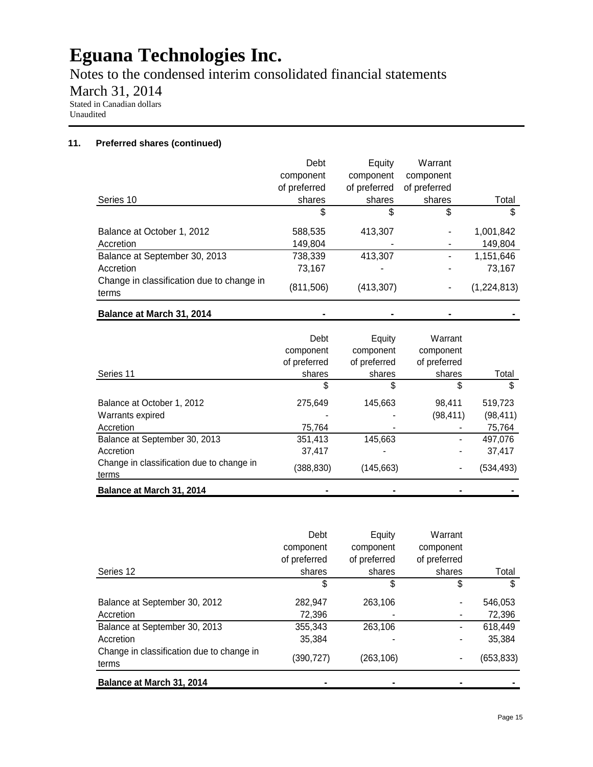### 11. Preferred shares (continued)

| Series 10 | Debt component of preferred shares | Equity component of preferred shares | Warrant component of preferred shares | Total |
|---|---|---|---|---|
| | $ | $ | $ | $ |
| Balance at October 1, 2012 | 588,535 | 413,307 | - | 1,001,842 |
| Accretion | 149,804 | - | - | 149,804 |
| Balance at September 30, 2013 | 738,339 | 413,307 | - | 1,151,646 |
| Accretion | 73,167 | - | - | 73,167 |
| Change in classification due to change in terms | (811,506) | (413,307) | - | (1,224,813) |
| **Balance at March 31, 2014** | **-** | **-** | **-** | **-** |

| Series 11 | Debt component of preferred shares | Equity component of preferred shares | Warrant component of preferred shares | Total |
|---|---|---|---|---|
| | $ | $ | $ | $ |
| Balance at October 1, 2012 | 275,649 | 145,663 | 98,411 | 519,723 |
| Warrants expired | - | - | (98,411) | (98,411) |
| Accretion | 75,764 | - | - | 75,764 |
| Balance at September 30, 2013 | 351,413 | 145,663 | - | 497,076 |
| Accretion | 37,417 | - | - | 37,417 |
| Change in classification due to change in terms | (388,830) | (145,663) | - | (534,493) |
| **Balance at March 31, 2014** | **-** | **-** | **-** | **-** |

| Series 12 | Debt component of preferred shares | Equity component of preferred shares | Warrant component of preferred shares | Total |
|---|---|---|---|---|
| | $ | $ | $ | $ |
| Balance at September 30, 2012 | 282,947 | 263,106 | - | 546,053 |
| Accretion | 72,396 | - | - | 72,396 |
| Balance at September 30, 2013 | 355,343 | 263,106 | - | 618,449 |
| Accretion | 35,384 | - | - | 35,384 |
| Change in classification due to change in terms | (390,727) | (263,106) | - | (653,833) |
| **Balance at March 31, 2014** | **-** | **-** | **-** | **-** |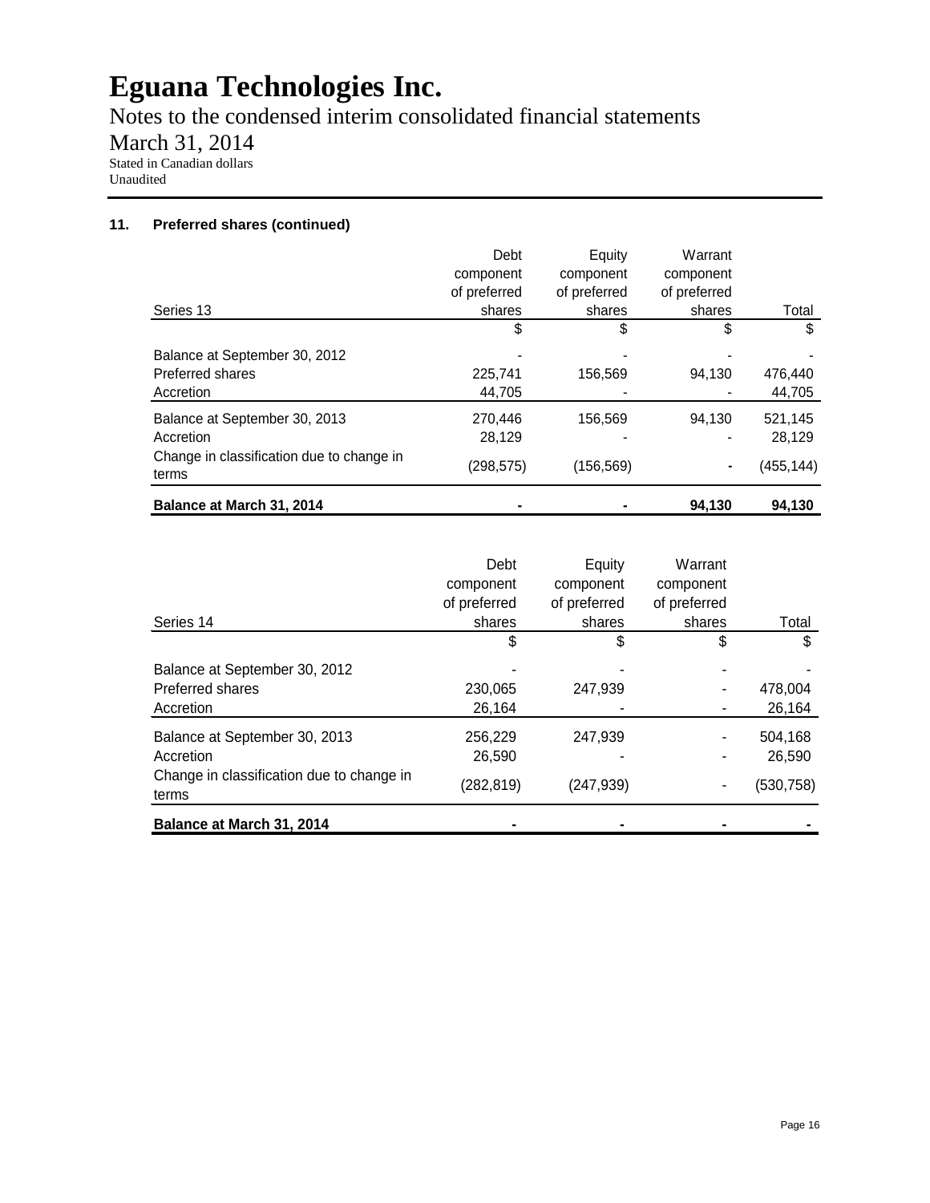# Eguana Technologies Inc.

Notes to the condensed interim consolidated financial statements

March 31, 2014

Stated in Canadian dollars
Unaudited

### 11. Preferred shares (continued)

| Series 13 | Debt component of preferred shares | Equity component of preferred shares | Warrant component of preferred shares | Total |
|---|---|---|---|---|
| | $ | $ | $ | $ |
| Balance at September 30, 2012 | - | - | - | - |
| Preferred shares | 225,741 | 156,569 | 94,130 | 476,440 |
| Accretion | 44,705 | - | - | 44,705 |
| Balance at September 30, 2013 | 270,446 | 156,569 | 94,130 | 521,145 |
| Accretion | 28,129 | - | - | 28,129 |
| Change in classification due to change in terms | (298,575) | (156,569) | - | (455,144) |
| **Balance at March 31, 2014** | **-** | **-** | **94,130** | **94,130** |

| Series 14 | Debt component of preferred shares | Equity component of preferred shares | Warrant component of preferred shares | Total |
|---|---|---|---|---|
| | $ | $ | $ | $ |
| Balance at September 30, 2012 | - | - | - | - |
| Preferred shares | 230,065 | 247,939 | - | 478,004 |
| Accretion | 26,164 | - | - | 26,164 |
| Balance at September 30, 2013 | 256,229 | 247,939 | - | 504,168 |
| Accretion | 26,590 | - | - | 26,590 |
| Change in classification due to change in terms | (282,819) | (247,939) | - | (530,758) |
| **Balance at March 31, 2014** | **-** | **-** | **-** | **-** |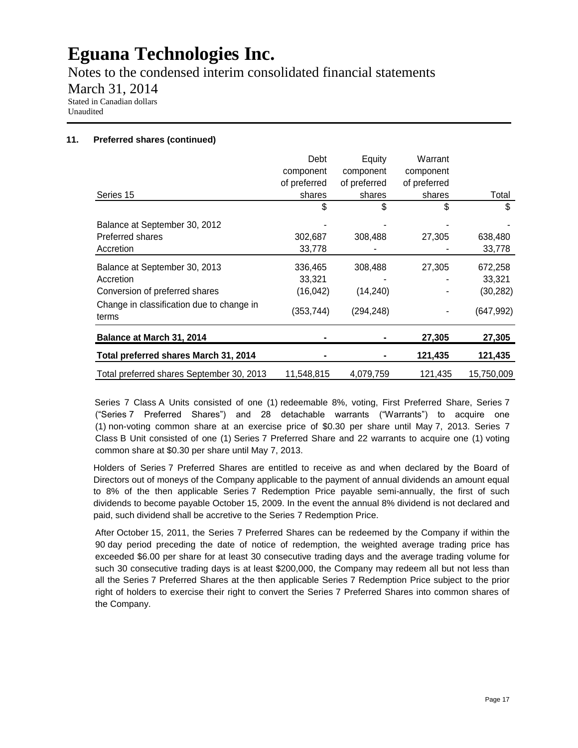# Eguana Technologies Inc.

Notes to the condensed interim consolidated financial statements

March 31, 2014

Stated in Canadian dollars
Unaudited

### 11. Preferred shares (continued)

| Series 15 | Debt component of preferred shares | Equity component of preferred shares | Warrant component of preferred shares | Total |
|---|---|---|---|---|
| | $ | $ | $ | $ |
| Balance at September 30, 2012 | - | - | - | - |
| Preferred shares | 302,687 | 308,488 | 27,305 | 638,480 |
| Accretion | 33,778 | - | - | 33,778 |
| Balance at September 30, 2013 | 336,465 | 308,488 | 27,305 | 672,258 |
| Accretion | 33,321 | - | - | 33,321 |
| Conversion of preferred shares | (16,042) | (14,240) | - | (30,282) |
| Change in classification due to change in terms | (353,744) | (294,248) | - | (647,992) |
| **Balance at March 31, 2014** | **-** | **-** | **27,305** | **27,305** |
| **Total preferred shares March 31, 2014** | **-** | **-** | **121,435** | **121,435** |
| Total preferred shares September 30, 2013 | 11,548,815 | 4,079,759 | 121,435 | 15,750,009 |

Series 7 Class A Units consisted of one (1) redeemable 8%, voting, First Preferred Share, Series 7 ("Series 7 Preferred Shares") and 28 detachable warrants ("Warrants") to acquire one (1) non-voting common share at an exercise price of $0.30 per share until May 7, 2013. Series 7 Class B Unit consisted of one (1) Series 7 Preferred Share and 22 warrants to acquire one (1) voting common share at $0.30 per share until May 7, 2013.

Holders of Series 7 Preferred Shares are entitled to receive as and when declared by the Board of Directors out of moneys of the Company applicable to the payment of annual dividends an amount equal to 8% of the then applicable Series 7 Redemption Price payable semi-annually, the first of such dividends to become payable October 15, 2009. In the event the annual 8% dividend is not declared and paid, such dividend shall be accretive to the Series 7 Redemption Price.

After October 15, 2011, the Series 7 Preferred Shares can be redeemed by the Company if within the 90 day period preceding the date of notice of redemption, the weighted average trading price has exceeded $6.00 per share for at least 30 consecutive trading days and the average trading volume for such 30 consecutive trading days is at least $200,000, the Company may redeem all but not less than all the Series 7 Preferred Shares at the then applicable Series 7 Redemption Price subject to the prior right of holders to exercise their right to convert the Series 7 Preferred Shares into common shares of the Company.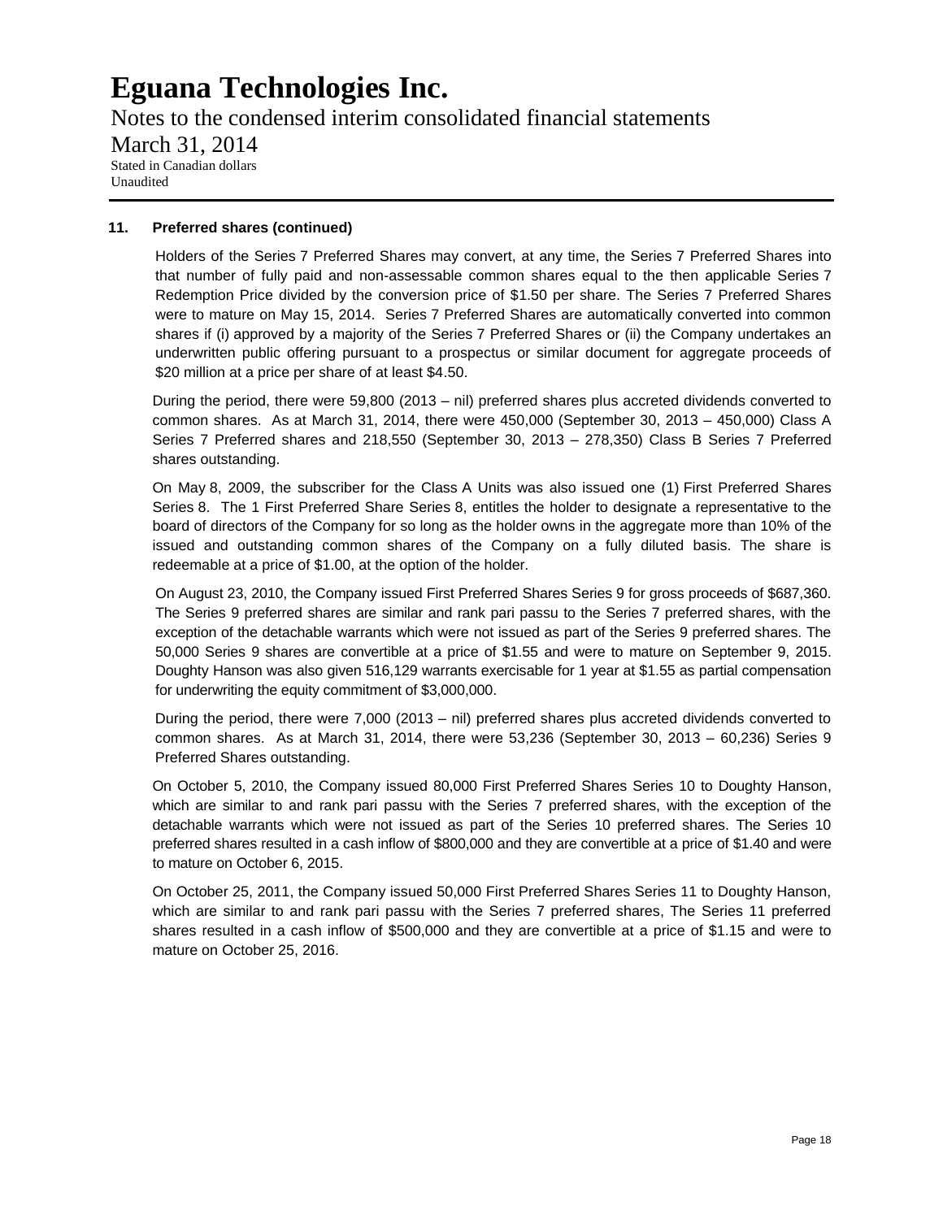### 11. Preferred shares (continued)

Holders of the Series 7 Preferred Shares may convert, at any time, the Series 7 Preferred Shares into that number of fully paid and non-assessable common shares equal to the then applicable Series 7 Redemption Price divided by the conversion price of $1.50 per share. The Series 7 Preferred Shares were to mature on May 15, 2014. Series 7 Preferred Shares are automatically converted into common shares if (i) approved by a majority of the Series 7 Preferred Shares or (ii) the Company undertakes an underwritten public offering pursuant to a prospectus or similar document for aggregate proceeds of $20 million at a price per share of at least $4.50.

During the period, there were 59,800 (2013 – nil) preferred shares plus accreted dividends converted to common shares. As at March 31, 2014, there were 450,000 (September 30, 2013 – 450,000) Class A Series 7 Preferred shares and 218,550 (September 30, 2013 – 278,350) Class B Series 7 Preferred shares outstanding.

On May 8, 2009, the subscriber for the Class A Units was also issued one (1) First Preferred Shares Series 8. The 1 First Preferred Share Series 8, entitles the holder to designate a representative to the board of directors of the Company for so long as the holder owns in the aggregate more than 10% of the issued and outstanding common shares of the Company on a fully diluted basis. The share is redeemable at a price of $1.00, at the option of the holder.

On August 23, 2010, the Company issued First Preferred Shares Series 9 for gross proceeds of $687,360. The Series 9 preferred shares are similar and rank pari passu to the Series 7 preferred shares, with the exception of the detachable warrants which were not issued as part of the Series 9 preferred shares. The 50,000 Series 9 shares are convertible at a price of $1.55 and were to mature on September 9, 2015. Doughty Hanson was also given 516,129 warrants exercisable for 1 year at $1.55 as partial compensation for underwriting the equity commitment of $3,000,000.

During the period, there were 7,000 (2013 – nil) preferred shares plus accreted dividends converted to common shares. As at March 31, 2014, there were 53,236 (September 30, 2013 – 60,236) Series 9 Preferred Shares outstanding.

On October 5, 2010, the Company issued 80,000 First Preferred Shares Series 10 to Doughty Hanson, which are similar to and rank pari passu with the Series 7 preferred shares, with the exception of the detachable warrants which were not issued as part of the Series 10 preferred shares. The Series 10 preferred shares resulted in a cash inflow of $800,000 and they are convertible at a price of $1.40 and were to mature on October 6, 2015.

On October 25, 2011, the Company issued 50,000 First Preferred Shares Series 11 to Doughty Hanson, which are similar to and rank pari passu with the Series 7 preferred shares, The Series 11 preferred shares resulted in a cash inflow of $500,000 and they are convertible at a price of $1.15 and were to mature on October 25, 2016.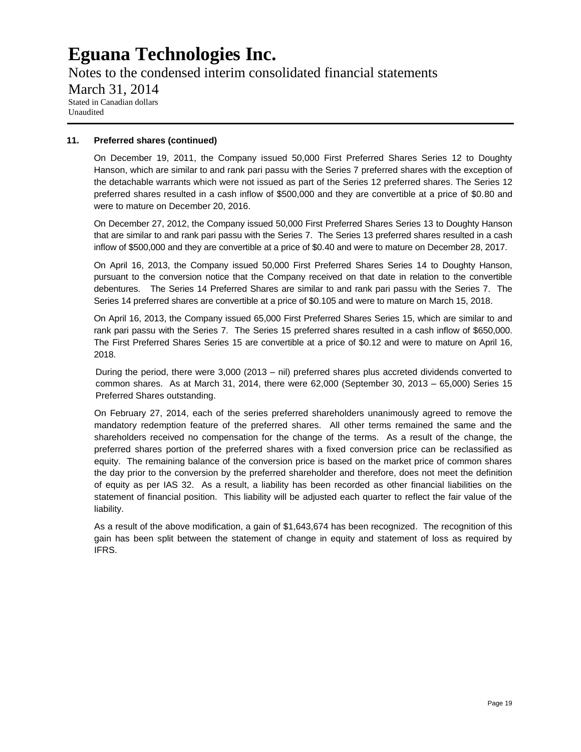# Eguana Technologies Inc.

Notes to the condensed interim consolidated financial statements

March 31, 2014

Stated in Canadian dollars

Unaudited

**11. Preferred shares (continued)**

On December 19, 2011, the Company issued 50,000 First Preferred Shares Series 12 to Doughty Hanson, which are similar to and rank pari passu with the Series 7 preferred shares with the exception of the detachable warrants which were not issued as part of the Series 12 preferred shares. The Series 12 preferred shares resulted in a cash inflow of $500,000 and they are convertible at a price of $0.80 and were to mature on December 20, 2016.

On December 27, 2012, the Company issued 50,000 First Preferred Shares Series 13 to Doughty Hanson that are similar to and rank pari passu with the Series 7. The Series 13 preferred shares resulted in a cash inflow of $500,000 and they are convertible at a price of $0.40 and were to mature on December 28, 2017.

On April 16, 2013, the Company issued 50,000 First Preferred Shares Series 14 to Doughty Hanson, pursuant to the conversion notice that the Company received on that date in relation to the convertible debentures. The Series 14 Preferred Shares are similar to and rank pari passu with the Series 7. The Series 14 preferred shares are convertible at a price of $0.105 and were to mature on March 15, 2018.

On April 16, 2013, the Company issued 65,000 First Preferred Shares Series 15, which are similar to and rank pari passu with the Series 7. The Series 15 preferred shares resulted in a cash inflow of $650,000. The First Preferred Shares Series 15 are convertible at a price of $0.12 and were to mature on April 16, 2018.

During the period, there were 3,000 (2013 – nil) preferred shares plus accreted dividends converted to common shares. As at March 31, 2014, there were 62,000 (September 30, 2013 – 65,000) Series 15 Preferred Shares outstanding.

On February 27, 2014, each of the series preferred shareholders unanimously agreed to remove the mandatory redemption feature of the preferred shares. All other terms remained the same and the shareholders received no compensation for the change of the terms. As a result of the change, the preferred shares portion of the preferred shares with a fixed conversion price can be reclassified as equity. The remaining balance of the conversion price is based on the market price of common shares the day prior to the conversion by the preferred shareholder and therefore, does not meet the definition of equity as per IAS 32. As a result, a liability has been recorded as other financial liabilities on the statement of financial position. This liability will be adjusted each quarter to reflect the fair value of the liability.

As a result of the above modification, a gain of $1,643,674 has been recognized. The recognition of this gain has been split between the statement of change in equity and statement of loss as required by IFRS.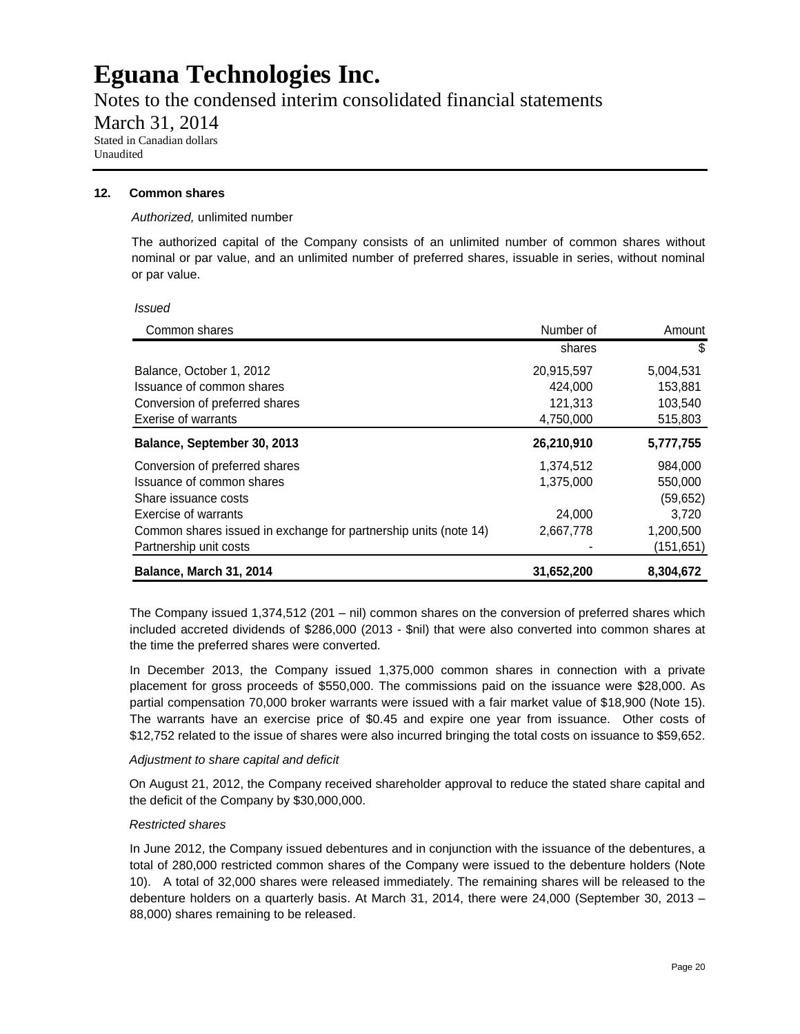# Eguana Technologies Inc.

Notes to the condensed interim consolidated financial statements

March 31, 2014

Stated in Canadian dollars
Unaudited

**12. Common shares**

*Authorized,* unlimited number

The authorized capital of the Company consists of an unlimited number of common shares without nominal or par value, and an unlimited number of preferred shares, issuable in series, without nominal or par value.

*Issued*

| Common shares | Number of shares | Amount $ |
|---|---|---|
| Balance, October 1, 2012 | 20,915,597 | 5,004,531 |
| Issuance of common shares | 424,000 | 153,881 |
| Conversion of preferred shares | 121,313 | 103,540 |
| Exerise of warrants | 4,750,000 | 515,803 |
| **Balance, September 30, 2013** | **26,210,910** | **5,777,755** |
| Conversion of preferred shares | 1,374,512 | 984,000 |
| Issuance of common shares | 1,375,000 | 550,000 |
| Share issuance costs | | (59,652) |
| Exercise of warrants | 24,000 | 3,720 |
| Common shares issued in exchange for partnership units (note 14) | 2,667,778 | 1,200,500 |
| Partnership unit costs | - | (151,651) |
| **Balance, March 31, 2014** | **31,652,200** | **8,304,672** |

The Company issued 1,374,512 (201 – nil) common shares on the conversion of preferred shares which included accreted dividends of $286,000 (2013 - $nil) that were also converted into common shares at the time the preferred shares were converted.

In December 2013, the Company issued 1,375,000 common shares in connection with a private placement for gross proceeds of $550,000. The commissions paid on the issuance were $28,000. As partial compensation 70,000 broker warrants were issued with a fair market value of $18,900 (Note 15). The warrants have an exercise price of $0.45 and expire one year from issuance. Other costs of $12,752 related to the issue of shares were also incurred bringing the total costs on issuance to $59,652.

*Adjustment to share capital and deficit*

On August 21, 2012, the Company received shareholder approval to reduce the stated share capital and the deficit of the Company by $30,000,000.

*Restricted shares*

In June 2012, the Company issued debentures and in conjunction with the issuance of the debentures, a total of 280,000 restricted common shares of the Company were issued to the debenture holders (Note 10). A total of 32,000 shares were released immediately. The remaining shares will be released to the debenture holders on a quarterly basis. At March 31, 2014, there were 24,000 (September 30, 2013 – 88,000) shares remaining to be released.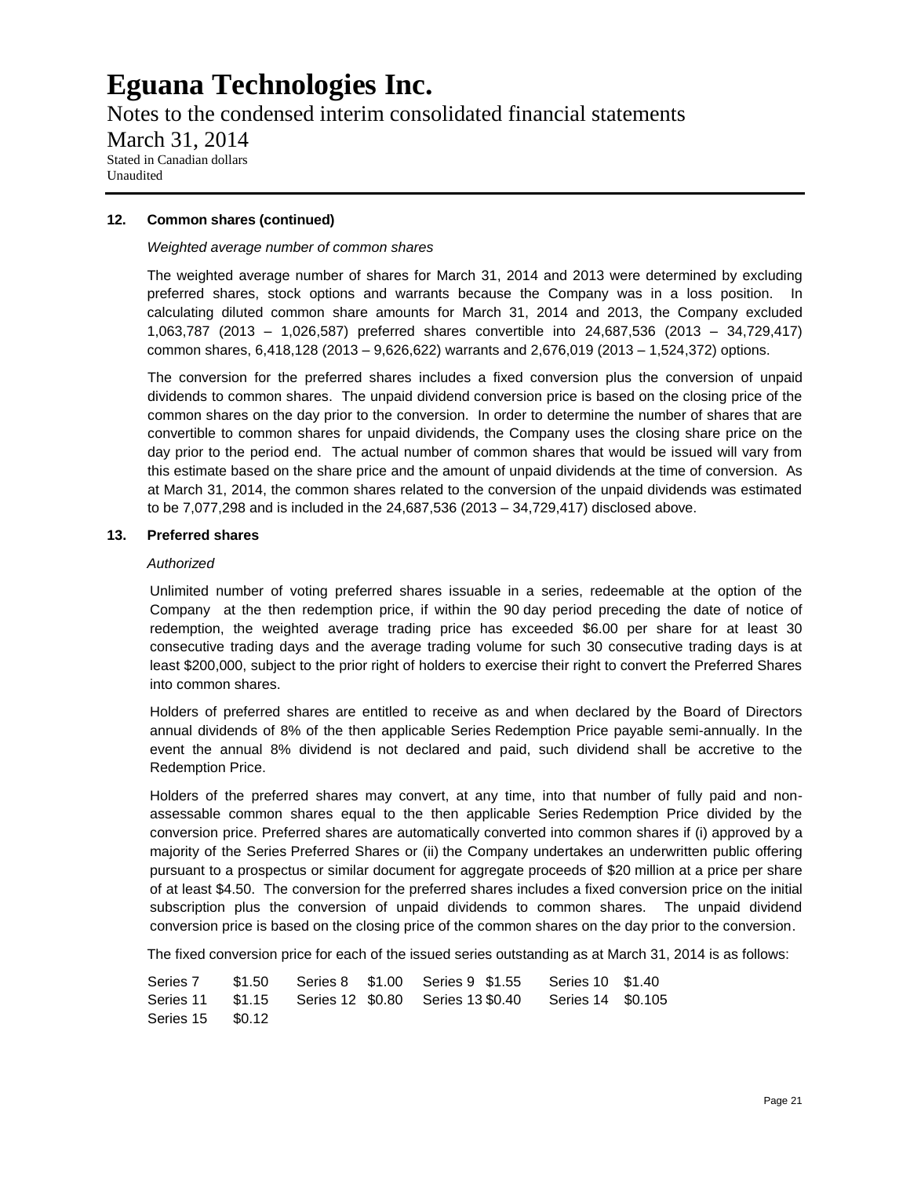## 12. Common shares (continued)

*Weighted average number of common shares*

The weighted average number of shares for March 31, 2014 and 2013 were determined by excluding preferred shares, stock options and warrants because the Company was in a loss position. In calculating diluted common share amounts for March 31, 2014 and 2013, the Company excluded 1,063,787 (2013 – 1,026,587) preferred shares convertible into 24,687,536 (2013 – 34,729,417) common shares, 6,418,128 (2013 – 9,626,622) warrants and 2,676,019 (2013 – 1,524,372) options.

The conversion for the preferred shares includes a fixed conversion plus the conversion of unpaid dividends to common shares. The unpaid dividend conversion price is based on the closing price of the common shares on the day prior to the conversion. In order to determine the number of shares that are convertible to common shares for unpaid dividends, the Company uses the closing share price on the day prior to the period end. The actual number of common shares that would be issued will vary from this estimate based on the share price and the amount of unpaid dividends at the time of conversion. As at March 31, 2014, the common shares related to the conversion of the unpaid dividends was estimated to be 7,077,298 and is included in the 24,687,536 (2013 – 34,729,417) disclosed above.

## 13. Preferred shares

*Authorized*

Unlimited number of voting preferred shares issuable in a series, redeemable at the option of the Company at the then redemption price, if within the 90 day period preceding the date of notice of redemption, the weighted average trading price has exceeded $6.00 per share for at least 30 consecutive trading days and the average trading volume for such 30 consecutive trading days is at least $200,000, subject to the prior right of holders to exercise their right to convert the Preferred Shares into common shares.

Holders of preferred shares are entitled to receive as and when declared by the Board of Directors annual dividends of 8% of the then applicable Series Redemption Price payable semi-annually. In the event the annual 8% dividend is not declared and paid, such dividend shall be accretive to the Redemption Price.

Holders of the preferred shares may convert, at any time, into that number of fully paid and non-assessable common shares equal to the then applicable Series Redemption Price divided by the conversion price. Preferred shares are automatically converted into common shares if (i) approved by a majority of the Series Preferred Shares or (ii) the Company undertakes an underwritten public offering pursuant to a prospectus or similar document for aggregate proceeds of $20 million at a price per share of at least $4.50. The conversion for the preferred shares includes a fixed conversion price on the initial subscription plus the conversion of unpaid dividends to common shares. The unpaid dividend conversion price is based on the closing price of the common shares on the day prior to the conversion.

The fixed conversion price for each of the issued series outstanding as at March 31, 2014 is as follows:

| | | | | | | | |
|---|---|---|---|---|---|---|---|
| Series 7 | $1.50 | Series 8 | $1.00 | Series 9 | $1.55 | Series 10 | $1.40 |
| Series 11 | $1.15 | Series 12 | $0.80 | Series 13 | $0.40 | Series 14 | $0.105 |
| Series 15 | $0.12 | | | | | | |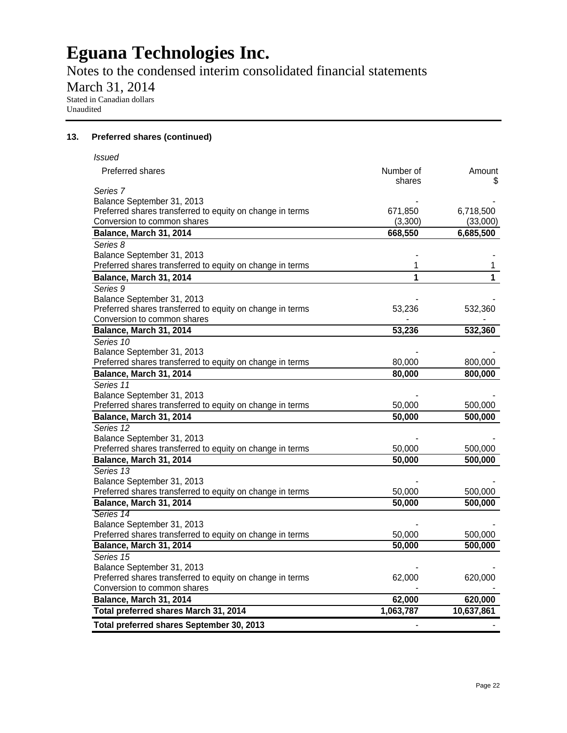# Eguana Technologies Inc.

Notes to the condensed interim consolidated financial statements

March 31, 2014

Stated in Canadian dollars

Unaudited

## 13. Preferred shares (continued)

*Issued*

| Preferred shares | Number of shares | Amount $ |
|---|---|---|
| *Series 7* | | |
| Balance September 31, 2013 | - | - |
| Preferred shares transferred to equity on change in terms | 671,850 | 6,718,500 |
| Conversion to common shares | (3,300) | (33,000) |
| **Balance, March 31, 2014** | **668,550** | **6,685,500** |
| *Series 8* | | |
| Balance September 31, 2013 | - | - |
| Preferred shares transferred to equity on change in terms | 1 | 1 |
| **Balance, March 31, 2014** | **1** | **1** |
| *Series 9* | | |
| Balance September 31, 2013 | - | - |
| Preferred shares transferred to equity on change in terms | 53,236 | 532,360 |
| Conversion to common shares | - | - |
| **Balance, March 31, 2014** | **53,236** | **532,360** |
| *Series 10* | | |
| Balance September 31, 2013 | - | - |
| Preferred shares transferred to equity on change in terms | 80,000 | 800,000 |
| **Balance, March 31, 2014** | **80,000** | **800,000** |
| *Series 11* | | |
| Balance September 31, 2013 | - | - |
| Preferred shares transferred to equity on change in terms | 50,000 | 500,000 |
| **Balance, March 31, 2014** | **50,000** | **500,000** |
| *Series 12* | | |
| Balance September 31, 2013 | - | - |
| Preferred shares transferred to equity on change in terms | 50,000 | 500,000 |
| **Balance, March 31, 2014** | **50,000** | **500,000** |
| *Series 13* | | |
| Balance September 31, 2013 | - | - |
| Preferred shares transferred to equity on change in terms | 50,000 | 500,000 |
| **Balance, March 31, 2014** | **50,000** | **500,000** |
| *Series 14* | | |
| Balance September 31, 2013 | - | - |
| Preferred shares transferred to equity on change in terms | 50,000 | 500,000 |
| **Balance, March 31, 2014** | **50,000** | **500,000** |
| *Series 15* | | |
| Balance September 31, 2013 | - | - |
| Preferred shares transferred to equity on change in terms | 62,000 | 620,000 |
| Conversion to common shares | - | - |
| **Balance, March 31, 2014** | **62,000** | **620,000** |
| **Total preferred shares March 31, 2014** | **1,063,787** | **10,637,861** |
| **Total preferred shares September 30, 2013** | - | - |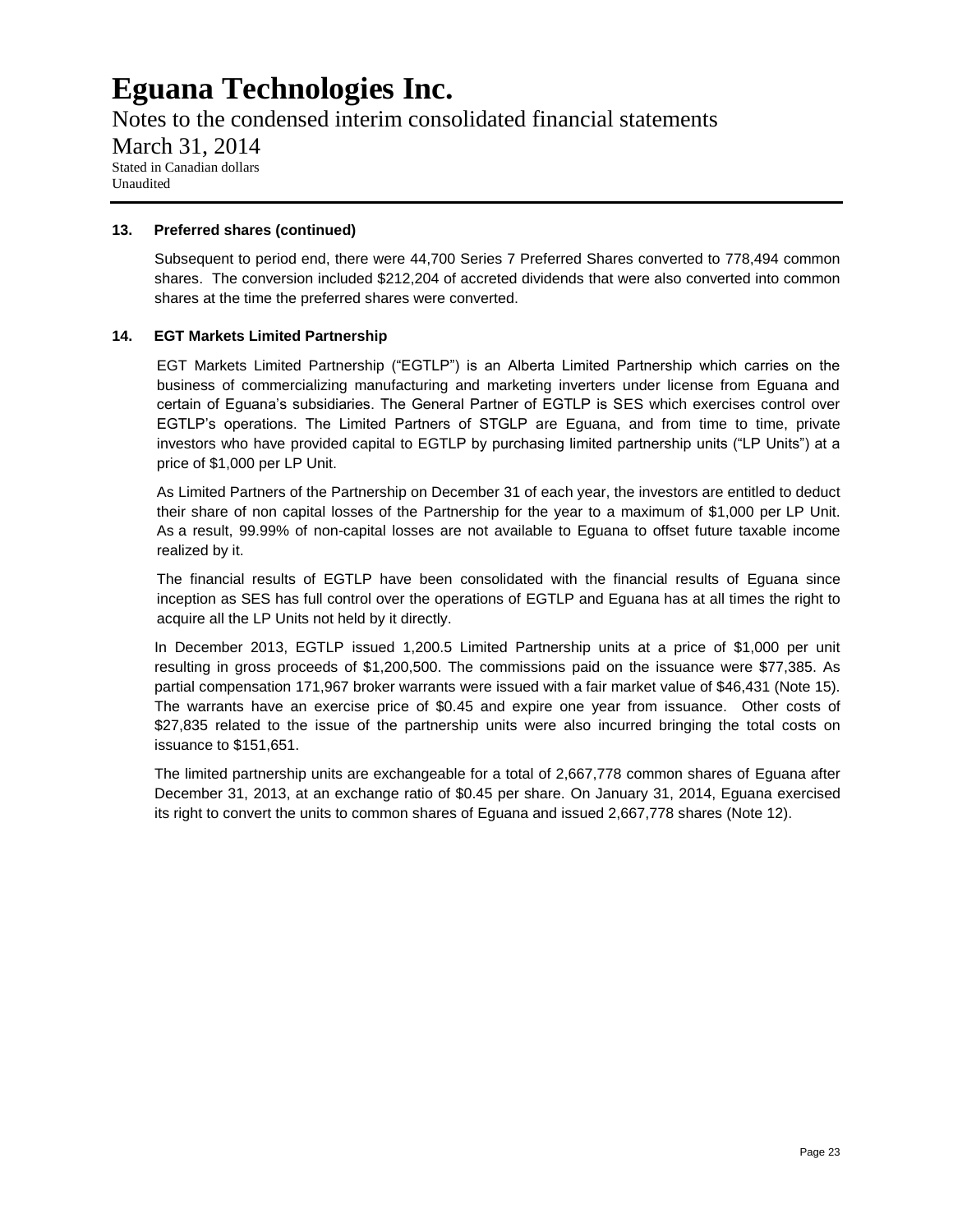## 13. Preferred shares (continued)

Subsequent to period end, there were 44,700 Series 7 Preferred Shares converted to 778,494 common shares. The conversion included $212,204 of accreted dividends that were also converted into common shares at the time the preferred shares were converted.

## 14. EGT Markets Limited Partnership

EGT Markets Limited Partnership ("EGTLP") is an Alberta Limited Partnership which carries on the business of commercializing manufacturing and marketing inverters under license from Eguana and certain of Eguana's subsidiaries. The General Partner of EGTLP is SES which exercises control over EGTLP's operations. The Limited Partners of STGLP are Eguana, and from time to time, private investors who have provided capital to EGTLP by purchasing limited partnership units ("LP Units") at a price of $1,000 per LP Unit.

As Limited Partners of the Partnership on December 31 of each year, the investors are entitled to deduct their share of non capital losses of the Partnership for the year to a maximum of $1,000 per LP Unit. As a result, 99.99% of non-capital losses are not available to Eguana to offset future taxable income realized by it.

The financial results of EGTLP have been consolidated with the financial results of Eguana since inception as SES has full control over the operations of EGTLP and Eguana has at all times the right to acquire all the LP Units not held by it directly.

In December 2013, EGTLP issued 1,200.5 Limited Partnership units at a price of $1,000 per unit resulting in gross proceeds of $1,200,500. The commissions paid on the issuance were $77,385. As partial compensation 171,967 broker warrants were issued with a fair market value of $46,431 (Note 15). The warrants have an exercise price of $0.45 and expire one year from issuance. Other costs of $27,835 related to the issue of the partnership units were also incurred bringing the total costs on issuance to $151,651.

The limited partnership units are exchangeable for a total of 2,667,778 common shares of Eguana after December 31, 2013, at an exchange ratio of $0.45 per share. On January 31, 2014, Eguana exercised its right to convert the units to common shares of Eguana and issued 2,667,778 shares (Note 12).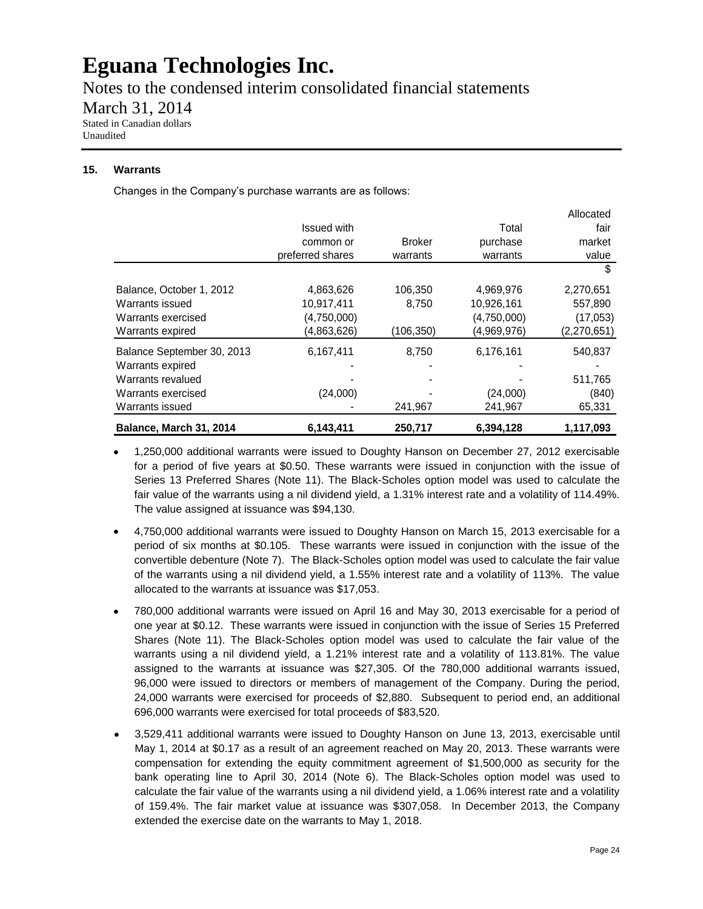# Eguana Technologies Inc.

Notes to the condensed interim consolidated financial statements

March 31, 2014

Stated in Canadian dollars
Unaudited

### 15. Warrants

Changes in the Company's purchase warrants are as follows:

| | Issued with common or preferred shares | Broker warrants | Total purchase warrants | Allocated fair market value |
|---|---|---|---|---|
| | | | | $ |
| Balance, October 1, 2012 | 4,863,626 | 106,350 | 4,969,976 | 2,270,651 |
| Warrants issued | 10,917,411 | 8,750 | 10,926,161 | 557,890 |
| Warrants exercised | (4,750,000) | | (4,750,000) | (17,053) |
| Warrants expired | (4,863,626) | (106,350) | (4,969,976) | (2,270,651) |
| Balance September 30, 2013 | 6,167,411 | 8,750 | 6,176,161 | 540,837 |
| Warrants expired | - | - | - | - |
| Warrants revalued | - | - | - | 511,765 |
| Warrants exercised | (24,000) | - | (24,000) | (840) |
| Warrants issued | - | 241,967 | 241,967 | 65,331 |
| **Balance, March 31, 2014** | **6,143,411** | **250,717** | **6,394,128** | **1,117,093** |

- 1,250,000 additional warrants were issued to Doughty Hanson on December 27, 2012 exercisable for a period of five years at $0.50. These warrants were issued in conjunction with the issue of Series 13 Preferred Shares (Note 11). The Black-Scholes option model was used to calculate the fair value of the warrants using a nil dividend yield, a 1.31% interest rate and a volatility of 114.49%. The value assigned at issuance was $94,130.
- 4,750,000 additional warrants were issued to Doughty Hanson on March 15, 2013 exercisable for a period of six months at $0.105. These warrants were issued in conjunction with the issue of the convertible debenture (Note 7). The Black-Scholes option model was used to calculate the fair value of the warrants using a nil dividend yield, a 1.55% interest rate and a volatility of 113%. The value allocated to the warrants at issuance was $17,053.
- 780,000 additional warrants were issued on April 16 and May 30, 2013 exercisable for a period of one year at $0.12. These warrants were issued in conjunction with the issue of Series 15 Preferred Shares (Note 11). The Black-Scholes option model was used to calculate the fair value of the warrants using a nil dividend yield, a 1.21% interest rate and a volatility of 113.81%. The value assigned to the warrants at issuance was $27,305. Of the 780,000 additional warrants issued, 96,000 were issued to directors or members of management of the Company. During the period, 24,000 warrants were exercised for proceeds of $2,880. Subsequent to period end, an additional 696,000 warrants were exercised for total proceeds of $83,520.
- 3,529,411 additional warrants were issued to Doughty Hanson on June 13, 2013, exercisable until May 1, 2014 at $0.17 as a result of an agreement reached on May 20, 2013. These warrants were compensation for extending the equity commitment agreement of $1,500,000 as security for the bank operating line to April 30, 2014 (Note 6). The Black-Scholes option model was used to calculate the fair value of the warrants using a nil dividend yield, a 1.06% interest rate and a volatility of 159.4%. The fair market value at issuance was $307,058. In December 2013, the Company extended the exercise date on the warrants to May 1, 2018.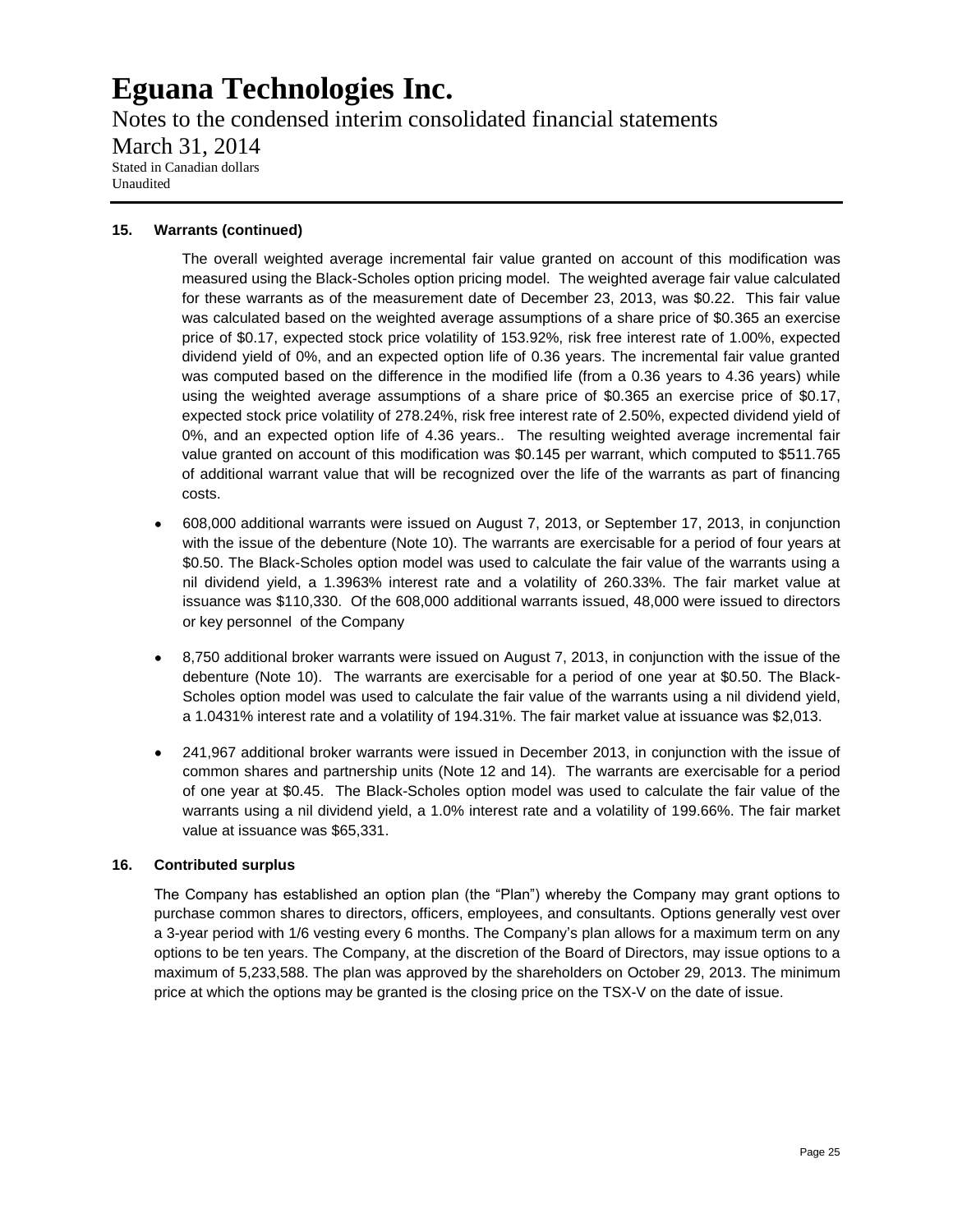# Eguana Technologies Inc.

Notes to the condensed interim consolidated financial statements

March 31, 2014

Stated in Canadian dollars
Unaudited

**15. Warrants (continued)**

The overall weighted average incremental fair value granted on account of this modification was measured using the Black-Scholes option pricing model. The weighted average fair value calculated for these warrants as of the measurement date of December 23, 2013, was $0.22. This fair value was calculated based on the weighted average assumptions of a share price of $0.365 an exercise price of $0.17, expected stock price volatility of 153.92%, risk free interest rate of 1.00%, expected dividend yield of 0%, and an expected option life of 0.36 years. The incremental fair value granted was computed based on the difference in the modified life (from a 0.36 years to 4.36 years) while using the weighted average assumptions of a share price of $0.365 an exercise price of $0.17, expected stock price volatility of 278.24%, risk free interest rate of 2.50%, expected dividend yield of 0%, and an expected option life of 4.36 years.. The resulting weighted average incremental fair value granted on account of this modification was $0.145 per warrant, which computed to $511.765 of additional warrant value that will be recognized over the life of the warrants as part of financing costs.

- 608,000 additional warrants were issued on August 7, 2013, or September 17, 2013, in conjunction with the issue of the debenture (Note 10). The warrants are exercisable for a period of four years at $0.50. The Black-Scholes option model was used to calculate the fair value of the warrants using a nil dividend yield, a 1.3963% interest rate and a volatility of 260.33%. The fair market value at issuance was $110,330. Of the 608,000 additional warrants issued, 48,000 were issued to directors or key personnel of the Company

- 8,750 additional broker warrants were issued on August 7, 2013, in conjunction with the issue of the debenture (Note 10). The warrants are exercisable for a period of one year at $0.50. The Black-Scholes option model was used to calculate the fair value of the warrants using a nil dividend yield, a 1.0431% interest rate and a volatility of 194.31%. The fair market value at issuance was $2,013.

- 241,967 additional broker warrants were issued in December 2013, in conjunction with the issue of common shares and partnership units (Note 12 and 14). The warrants are exercisable for a period of one year at $0.45. The Black-Scholes option model was used to calculate the fair value of the warrants using a nil dividend yield, a 1.0% interest rate and a volatility of 199.66%. The fair market value at issuance was $65,331.

**16. Contributed surplus**

The Company has established an option plan (the "Plan") whereby the Company may grant options to purchase common shares to directors, officers, employees, and consultants. Options generally vest over a 3-year period with 1/6 vesting every 6 months. The Company's plan allows for a maximum term on any options to be ten years. The Company, at the discretion of the Board of Directors, may issue options to a maximum of 5,233,588. The plan was approved by the shareholders on October 29, 2013. The minimum price at which the options may be granted is the closing price on the TSX-V on the date of issue.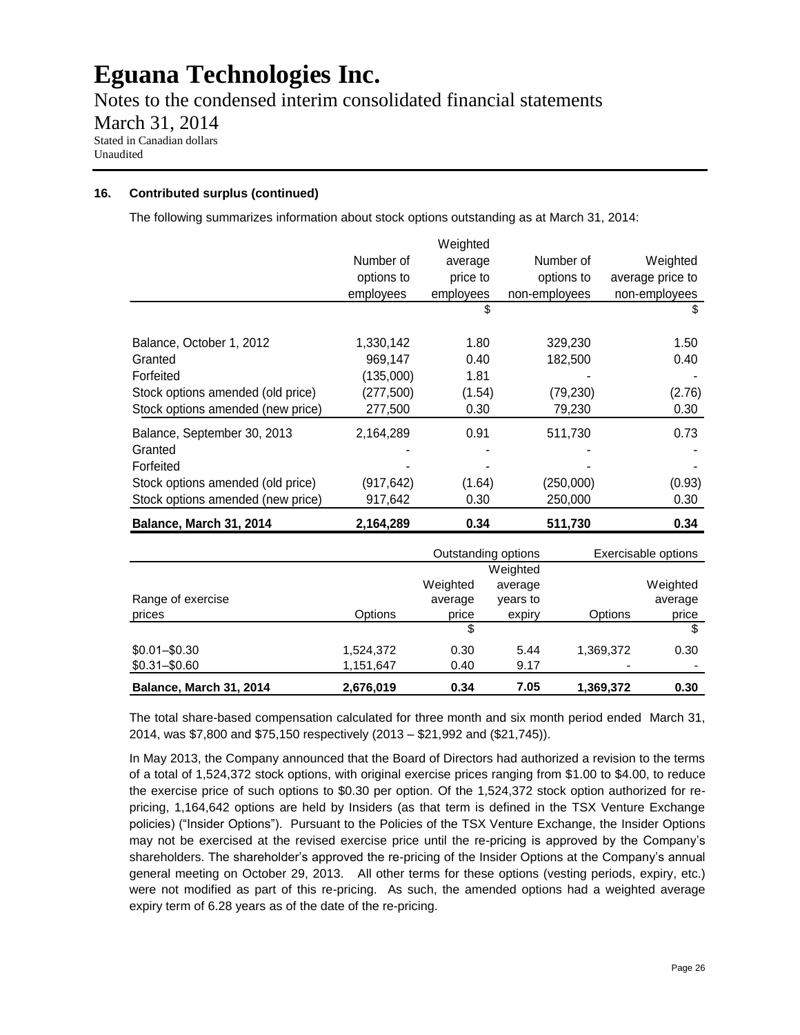# Eguana Technologies Inc.

Notes to the condensed interim consolidated financial statements

March 31, 2014

Stated in Canadian dollars
Unaudited

### 16. Contributed surplus (continued)

The following summarizes information about stock options outstanding as at March 31, 2014:

| | Number of options to employees | Weighted average price to employees | Number of options to non-employees | Weighted average price to non-employees |
|---|---|---|---|---|
| | | $ | | $ |
| Balance, October 1, 2012 | 1,330,142 | 1.80 | 329,230 | 1.50 |
| Granted | 969,147 | 0.40 | 182,500 | 0.40 |
| Forfeited | (135,000) | 1.81 | - | - |
| Stock options amended (old price) | (277,500) | (1.54) | (79,230) | (2.76) |
| Stock options amended (new price) | 277,500 | 0.30 | 79,230 | 0.30 |
| Balance, September 30, 2013 | 2,164,289 | 0.91 | 511,730 | 0.73 |
| Granted | - | - | - | - |
| Forfeited | - | - | - | - |
| Stock options amended (old price) | (917,642) | (1.64) | (250,000) | (0.93) |
| Stock options amended (new price) | 917,642 | 0.30 | 250,000 | 0.30 |
| **Balance, March 31, 2014** | **2,164,289** | **0.34** | **511,730** | **0.34** |

| | Outstanding options | | | Exercisable options | |
|---|---|---|---|---|---|
| Range of exercise prices | Options | Weighted average price | Weighted average years to expiry | Options | Weighted average price |
| | | $ | | | $ |
| $0.01–$0.30 | 1,524,372 | 0.30 | 5.44 | 1,369,372 | 0.30 |
| $0.31–$0.60 | 1,151,647 | 0.40 | 9.17 | - | - |
| **Balance, March 31, 2014** | **2,676,019** | **0.34** | **7.05** | **1,369,372** | **0.30** |

The total share-based compensation calculated for three month and six month period ended March 31, 2014, was $7,800 and $75,150 respectively (2013 – $21,992 and ($21,745)).

In May 2013, the Company announced that the Board of Directors had authorized a revision to the terms of a total of 1,524,372 stock options, with original exercise prices ranging from $1.00 to $4.00, to reduce the exercise price of such options to $0.30 per option. Of the 1,524,372 stock option authorized for re-pricing, 1,164,642 options are held by Insiders (as that term is defined in the TSX Venture Exchange policies) ("Insider Options"). Pursuant to the Policies of the TSX Venture Exchange, the Insider Options may not be exercised at the revised exercise price until the re-pricing is approved by the Company's shareholders. The shareholder's approved the re-pricing of the Insider Options at the Company's annual general meeting on October 29, 2013. All other terms for these options (vesting periods, expiry, etc.) were not modified as part of this re-pricing. As such, the amended options had a weighted average expiry term of 6.28 years as of the date of the re-pricing.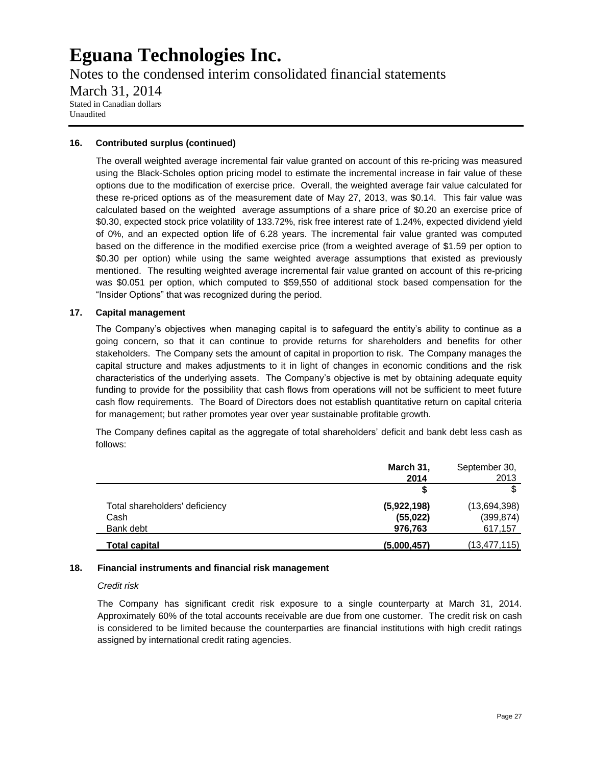# Eguana Technologies Inc.

Notes to the condensed interim consolidated financial statements

March 31, 2014

Stated in Canadian dollars
Unaudited

**16. Contributed surplus (continued)**

The overall weighted average incremental fair value granted on account of this re-pricing was measured using the Black-Scholes option pricing model to estimate the incremental increase in fair value of these options due to the modification of exercise price. Overall, the weighted average fair value calculated for these re-priced options as of the measurement date of May 27, 2013, was $0.14. This fair value was calculated based on the weighted average assumptions of a share price of $0.20 an exercise price of $0.30, expected stock price volatility of 133.72%, risk free interest rate of 1.24%, expected dividend yield of 0%, and an expected option life of 6.28 years. The incremental fair value granted was computed based on the difference in the modified exercise price (from a weighted average of $1.59 per option to $0.30 per option) while using the same weighted average assumptions that existed as previously mentioned. The resulting weighted average incremental fair value granted on account of this re-pricing was $0.051 per option, which computed to $59,550 of additional stock based compensation for the "Insider Options" that was recognized during the period.

**17. Capital management**

The Company's objectives when managing capital is to safeguard the entity's ability to continue as a going concern, so that it can continue to provide returns for shareholders and benefits for other stakeholders. The Company sets the amount of capital in proportion to risk. The Company manages the capital structure and makes adjustments to it in light of changes in economic conditions and the risk characteristics of the underlying assets. The Company's objective is met by obtaining adequate equity funding to provide for the possibility that cash flows from operations will not be sufficient to meet future cash flow requirements. The Board of Directors does not establish quantitative return on capital criteria for management; but rather promotes year over year sustainable profitable growth.

The Company defines capital as the aggregate of total shareholders' deficit and bank debt less cash as follows:

| | **March 31, 2014** | September 30, 2013 |
|---|---|---|
| | **$** | $ |
| Total shareholders' deficiency | **(5,922,198)** | (13,694,398) |
| Cash | **(55,022)** | (399,874) |
| Bank debt | **976,763** | 617,157 |
| **Total capital** | **(5,000,457)** | (13,477,115) |

**18. Financial instruments and financial risk management**

*Credit risk*

The Company has significant credit risk exposure to a single counterparty at March 31, 2014. Approximately 60% of the total accounts receivable are due from one customer. The credit risk on cash is considered to be limited because the counterparties are financial institutions with high credit ratings assigned by international credit rating agencies.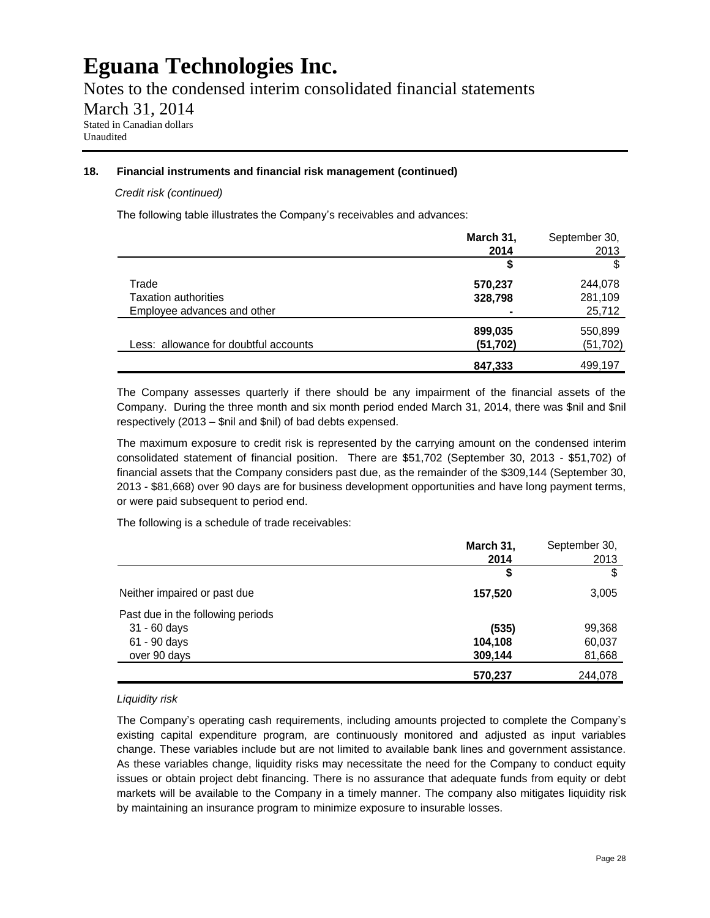### 18. Financial instruments and financial risk management (continued)

*Credit risk (continued)*

The following table illustrates the Company's receivables and advances:

| | **March 31, 2014** | September 30, 2013 |
|---|---|---|
| | **$** | $ |
| Trade | **570,237** | 244,078 |
| Taxation authorities | **328,798** | 281,109 |
| Employee advances and other | **-** | 25,712 |
| | **899,035** | 550,899 |
| Less: allowance for doubtful accounts | **(51,702)** | (51,702) |
| | **847,333** | 499,197 |

The Company assesses quarterly if there should be any impairment of the financial assets of the Company. During the three month and six month period ended March 31, 2014, there was $nil and $nil respectively (2013 – $nil and $nil) of bad debts expensed.

The maximum exposure to credit risk is represented by the carrying amount on the condensed interim consolidated statement of financial position. There are $51,702 (September 30, 2013 - $51,702) of financial assets that the Company considers past due, as the remainder of the $309,144 (September 30, 2013 - $81,668) over 90 days are for business development opportunities and have long payment terms, or were paid subsequent to period end.

The following is a schedule of trade receivables:

| | **March 31, 2014** | September 30, 2013 |
|---|---|---|
| | **$** | $ |
| Neither impaired or past due | **157,520** | 3,005 |
| Past due in the following periods | | |
| 31 - 60 days | **(535)** | 99,368 |
| 61 - 90 days | **104,108** | 60,037 |
| over 90 days | **309,144** | 81,668 |
| | **570,237** | 244,078 |

*Liquidity risk*

The Company's operating cash requirements, including amounts projected to complete the Company's existing capital expenditure program, are continuously monitored and adjusted as input variables change. These variables include but are not limited to available bank lines and government assistance. As these variables change, liquidity risks may necessitate the need for the Company to conduct equity issues or obtain project debt financing. There is no assurance that adequate funds from equity or debt markets will be available to the Company in a timely manner. The company also mitigates liquidity risk by maintaining an insurance program to minimize exposure to insurable losses.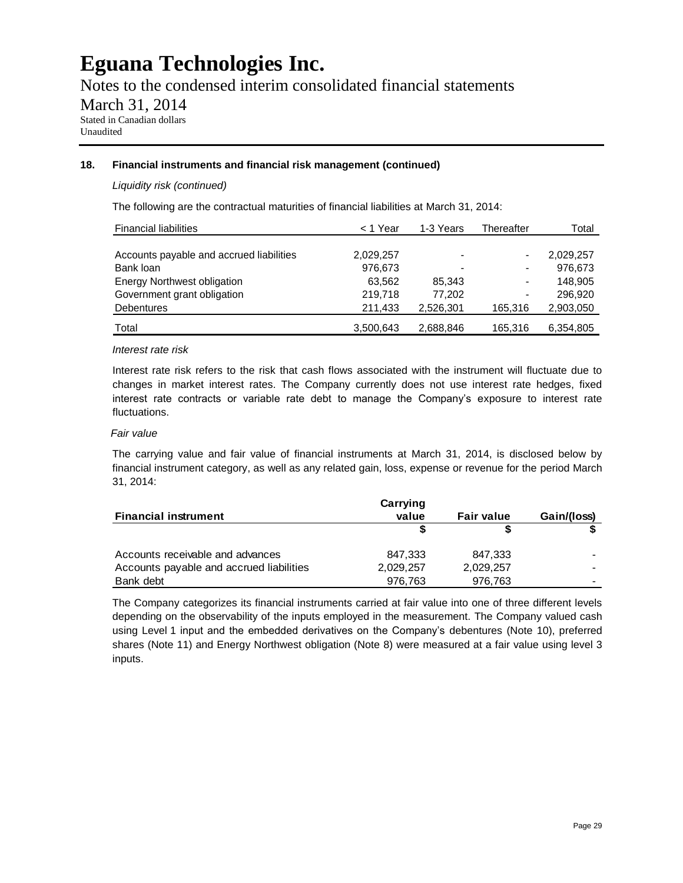# Eguana Technologies Inc.

Notes to the condensed interim consolidated financial statements

March 31, 2014

Stated in Canadian dollars

Unaudited

**18. Financial instruments and financial risk management (continued)**

*Liquidity risk (continued)*

The following are the contractual maturities of financial liabilities at March 31, 2014:

| Financial liabilities | < 1 Year | 1-3 Years | Thereafter | Total |
|---|---|---|---|---|
| Accounts payable and accrued liabilities | 2,029,257 | - | - | 2,029,257 |
| Bank loan | 976,673 | - | - | 976,673 |
| Energy Northwest obligation | 63,562 | 85,343 | - | 148,905 |
| Government grant obligation | 219,718 | 77,202 | - | 296,920 |
| Debentures | 211,433 | 2,526,301 | 165,316 | 2,903,050 |
| Total | 3,500,643 | 2,688,846 | 165,316 | 6,354,805 |

*Interest rate risk*

Interest rate risk refers to the risk that cash flows associated with the instrument will fluctuate due to changes in market interest rates. The Company currently does not use interest rate hedges, fixed interest rate contracts or variable rate debt to manage the Company's exposure to interest rate fluctuations.

*Fair value*

The carrying value and fair value of financial instruments at March 31, 2014, is disclosed below by financial instrument category, as well as any related gain, loss, expense or revenue for the period March 31, 2014:

| **Financial instrument** | **Carrying value** | **Fair value** | **Gain/(loss)** |
|---|---|---|---|
| | **$** | **$** | **$** |
| Accounts receivable and advances | 847,333 | 847,333 | - |
| Accounts payable and accrued liabilities | 2,029,257 | 2,029,257 | - |
| Bank debt | 976,763 | 976,763 | - |

The Company categorizes its financial instruments carried at fair value into one of three different levels depending on the observability of the inputs employed in the measurement. The Company valued cash using Level 1 input and the embedded derivatives on the Company's debentures (Note 10), preferred shares (Note 11) and Energy Northwest obligation (Note 8) were measured at a fair value using level 3 inputs.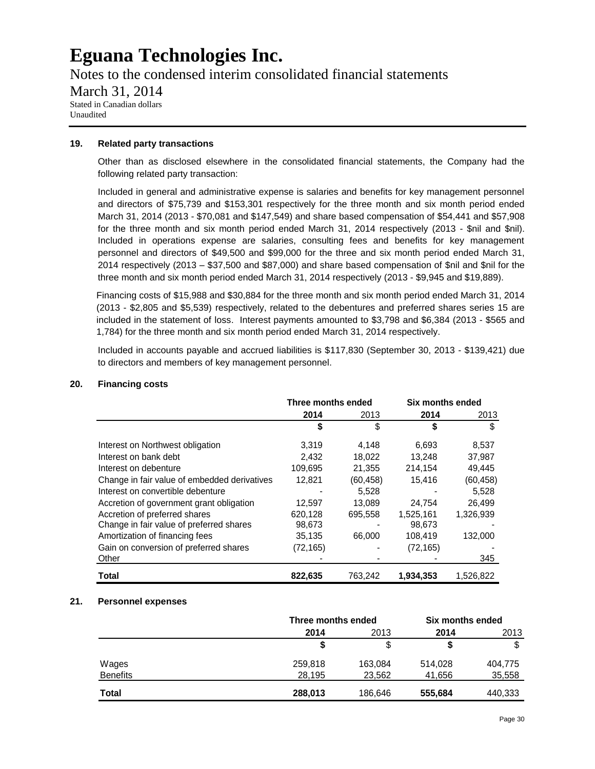# Eguana Technologies Inc.

Notes to the condensed interim consolidated financial statements

March 31, 2014

Stated in Canadian dollars

Unaudited

### 19. Related party transactions

Other than as disclosed elsewhere in the consolidated financial statements, the Company had the following related party transaction:

Included in general and administrative expense is salaries and benefits for key management personnel and directors of $75,739 and $153,301 respectively for the three month and six month period ended March 31, 2014 (2013 - $70,081 and $147,549) and share based compensation of $54,441 and $57,908 for the three month and six month period ended March 31, 2014 respectively (2013 - $nil and $nil). Included in operations expense are salaries, consulting fees and benefits for key management personnel and directors of $49,500 and $99,000 for the three and six month period ended March 31, 2014 respectively (2013 – $37,500 and $87,000) and share based compensation of $nil and $nil for the three month and six month period ended March 31, 2014 respectively (2013 - $9,945 and $19,889).

Financing costs of $15,988 and $30,884 for the three month and six month period ended March 31, 2014 (2013 - $2,805 and $5,539) respectively, related to the debentures and preferred shares series 15 are included in the statement of loss. Interest payments amounted to $3,798 and $6,384 (2013 - $565 and 1,784) for the three month and six month period ended March 31, 2014 respectively.

Included in accounts payable and accrued liabilities is $117,830 (September 30, 2013 - $139,421) due to directors and members of key management personnel.

### 20. Financing costs

| | Three months ended | | Six months ended | |
|---|---|---|---|---|
| | **2014** | 2013 | **2014** | 2013 |
| | **$** | $ | **$** | $ |
| Interest on Northwest obligation | 3,319 | 4,148 | 6,693 | 8,537 |
| Interest on bank debt | 2,432 | 18,022 | 13,248 | 37,987 |
| Interest on debenture | 109,695 | 21,355 | 214,154 | 49,445 |
| Change in fair value of embedded derivatives | 12,821 | (60,458) | 15,416 | (60,458) |
| Interest on convertible debenture | - | 5,528 | - | 5,528 |
| Accretion of government grant obligation | 12,597 | 13,089 | 24,754 | 26,499 |
| Accretion of preferred shares | 620,128 | 695,558 | 1,525,161 | 1,326,939 |
| Change in fair value of preferred shares | 98,673 | - | 98,673 | - |
| Amortization of financing fees | 35,135 | 66,000 | 108,419 | 132,000 |
| Gain on conversion of preferred shares | (72,165) | - | (72,165) | - |
| Other | - | - | - | 345 |
| **Total** | **822,635** | 763,242 | **1,934,353** | 1,526,822 |

### 21. Personnel expenses

| | Three months ended | | Six months ended | |
|---|---|---|---|---|
| | **2014** | 2013 | **2014** | 2013 |
| | **$** | $ | **$** | $ |
| Wages | 259,818 | 163,084 | 514,028 | 404,775 |
| Benefits | 28,195 | 23,562 | 41,656 | 35,558 |
| **Total** | **288,013** | 186,646 | **555,684** | 440,333 |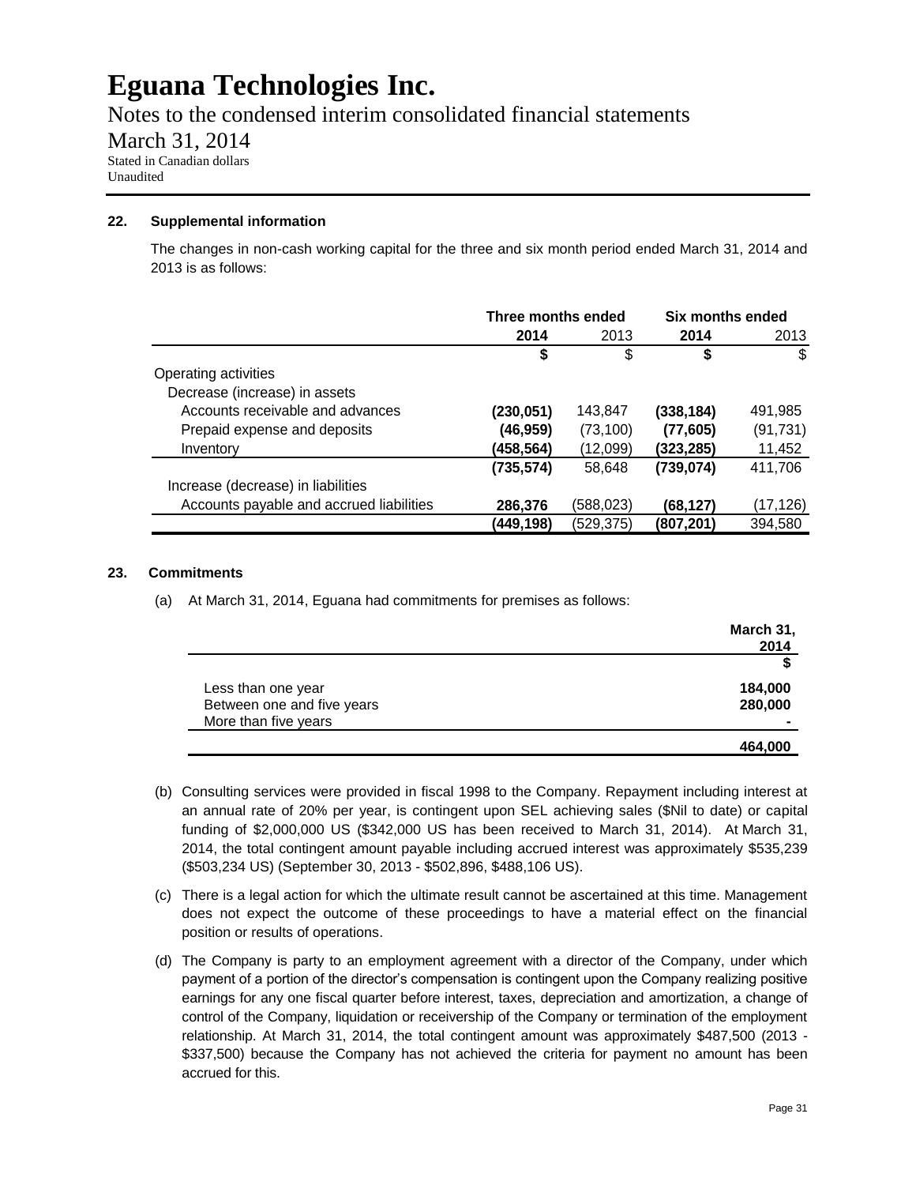# Eguana Technologies Inc.

Notes to the condensed interim consolidated financial statements

March 31, 2014

Stated in Canadian dollars
Unaudited

**22. Supplemental information**

The changes in non-cash working capital for the three and six month period ended March 31, 2014 and 2013 is as follows:

| | Three months ended | | Six months ended | |
|---|---|---|---|---|
| | **2014** | 2013 | **2014** | 2013 |
| | **$** | $ | **$** | $ |
| Operating activities | | | | |
| Decrease (increase) in assets | | | | |
| Accounts receivable and advances | **(230,051)** | 143,847 | **(338,184)** | 491,985 |
| Prepaid expense and deposits | **(46,959)** | (73,100) | **(77,605)** | (91,731) |
| Inventory | **(458,564)** | (12,099) | **(323,285)** | 11,452 |
| | **(735,574)** | 58,648 | **(739,074)** | 411,706 |
| Increase (decrease) in liabilities | | | | |
| Accounts payable and accrued liabilities | **286,376** | (588,023) | **(68,127)** | (17,126) |
| | **(449,198)** | (529,375) | **(807,201)** | 394,580 |

**23. Commitments**

(a) At March 31, 2014, Eguana had commitments for premises as follows:

| | March 31, 2014 |
|---|---|
| | **$** |
| Less than one year | **184,000** |
| Between one and five years | **280,000** |
| More than five years | **-** |
| | **464,000** |

(b) Consulting services were provided in fiscal 1998 to the Company. Repayment including interest at an annual rate of 20% per year, is contingent upon SEL achieving sales ($Nil to date) or capital funding of $2,000,000 US ($342,000 US has been received to March 31, 2014). At March 31, 2014, the total contingent amount payable including accrued interest was approximately $535,239 ($503,234 US) (September 30, 2013 - $502,896, $488,106 US).

(c) There is a legal action for which the ultimate result cannot be ascertained at this time. Management does not expect the outcome of these proceedings to have a material effect on the financial position or results of operations.

(d) The Company is party to an employment agreement with a director of the Company, under which payment of a portion of the director's compensation is contingent upon the Company realizing positive earnings for any one fiscal quarter before interest, taxes, depreciation and amortization, a change of control of the Company, liquidation or receivership of the Company or termination of the employment relationship. At March 31, 2014, the total contingent amount was approximately $487,500 (2013 - $337,500) because the Company has not achieved the criteria for payment no amount has been accrued for this.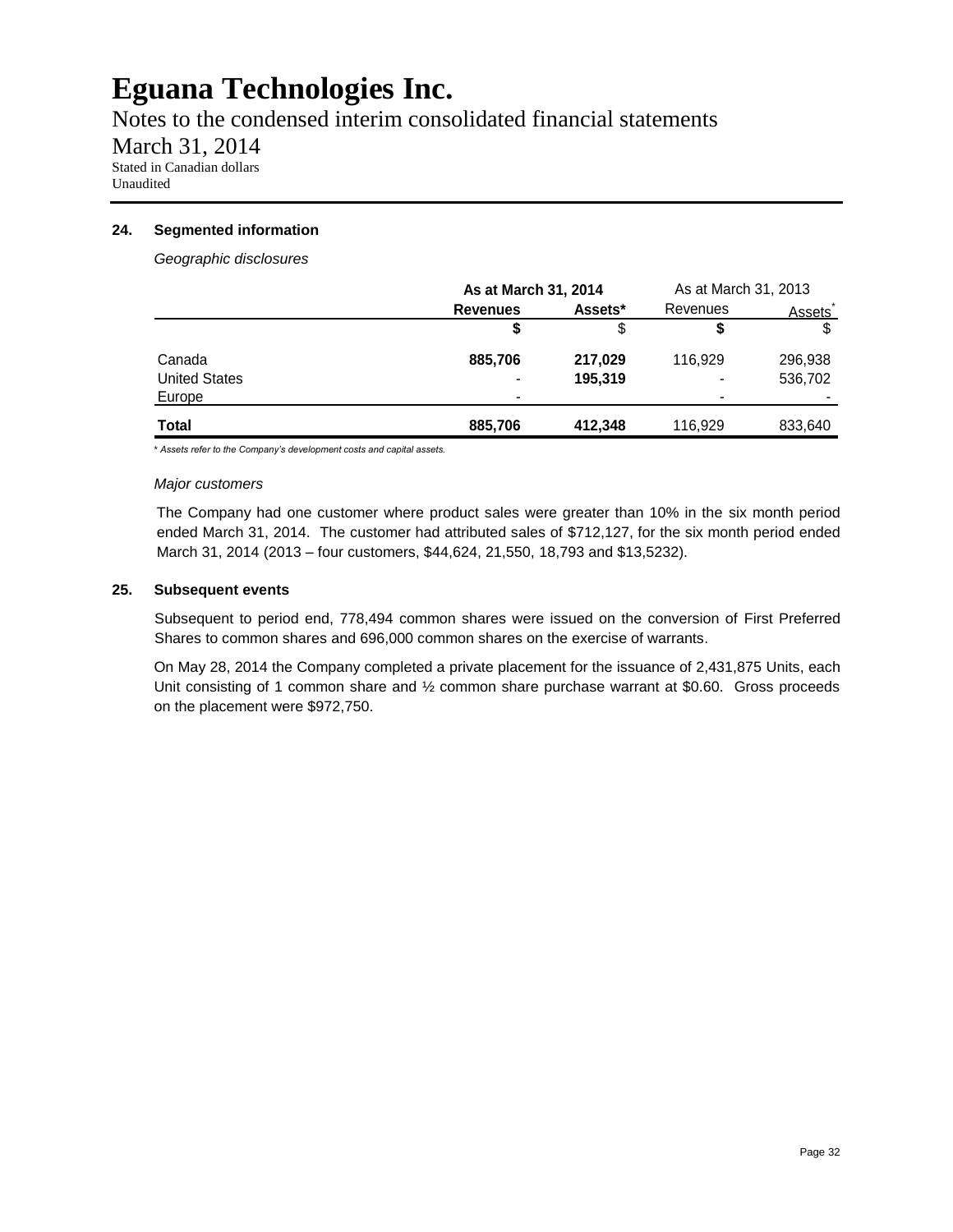# Eguana Technologies Inc.

Notes to the condensed interim consolidated financial statements

March 31, 2014

Stated in Canadian dollars

Unaudited

## 24. Segmented information

*Geographic disclosures*

| | As at March 31, 2014 | | As at March 31, 2013 | |
|---|---|---|---|---|
| | **Revenues** | **Assets*** | Revenues | Assets* |
| | **$** | $ | **$** | $ |
| Canada | **885,706** | **217,029** | 116,929 | 296,938 |
| United States | - | **195,319** | - | 536,702 |
| Europe | - | | - | - |
| **Total** | **885,706** | **412,348** | 116,929 | 833,640 |

*\* Assets refer to the Company's development costs and capital assets.*

*Major customers*

The Company had one customer where product sales were greater than 10% in the six month period ended March 31, 2014. The customer had attributed sales of $712,127, for the six month period ended March 31, 2014 (2013 – four customers, $44,624, 21,550, 18,793 and $13,5232).

## 25. Subsequent events

Subsequent to period end, 778,494 common shares were issued on the conversion of First Preferred Shares to common shares and 696,000 common shares on the exercise of warrants.

On May 28, 2014 the Company completed a private placement for the issuance of 2,431,875 Units, each Unit consisting of 1 common share and ½ common share purchase warrant at $0.60. Gross proceeds on the placement were $972,750.